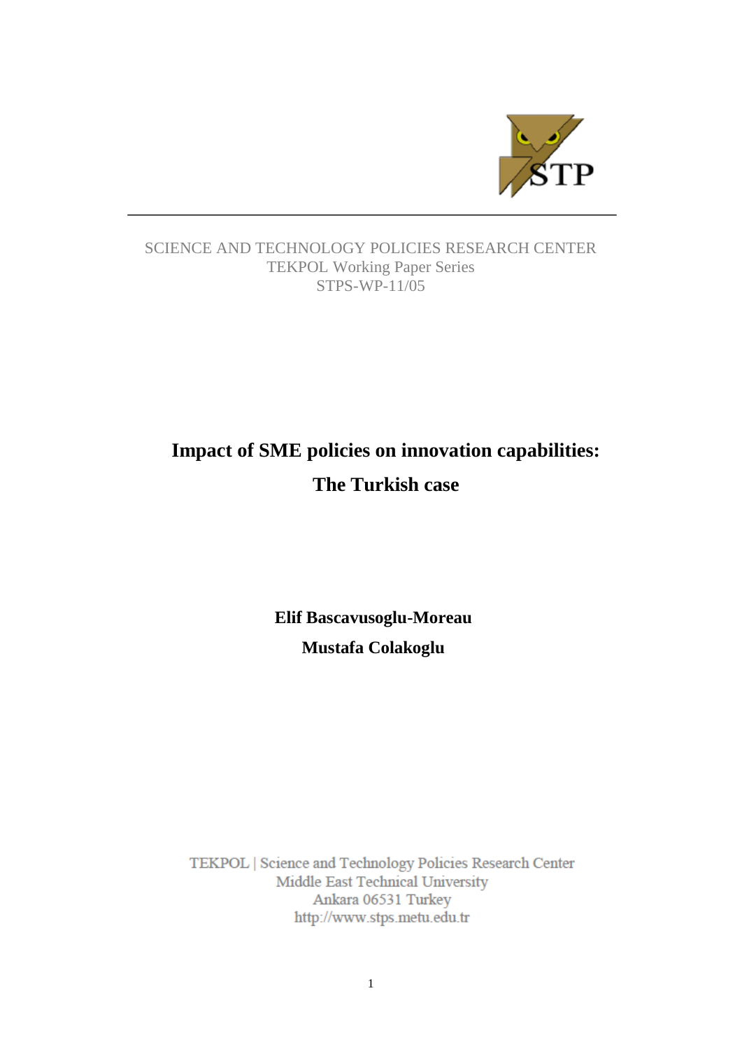SCIENCE AND TECHNOLOGY POLICIES RESEARCH CENTER
TEKPOL Working Paper Series
STPS-WP-11/05

# Impact of SME policies on innovation capabilities: The Turkish case

**Elif Bascavusoglu-Moreau**

**Mustafa Colakoglu**

TEKPOL | Science and Technology Policies Research Center
Middle East Technical University
Ankara 06531 Turkey
http://www.stps.metu.edu.tr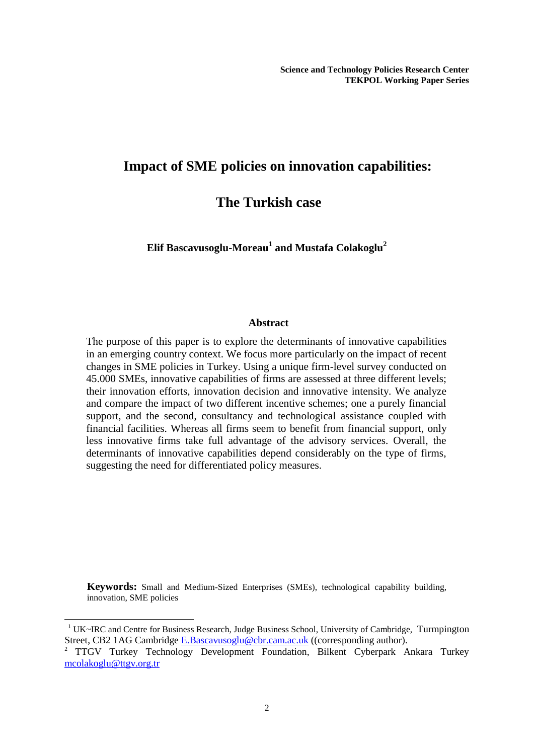**Science and Technology Policies Research Center**
**TEKPOL Working Paper Series**

# Impact of SME policies on innovation capabilities:

# The Turkish case

**Elif Bascavusoglu-Moreau[1] and Mustafa Colakoglu[2]**

## Abstract

The purpose of this paper is to explore the determinants of innovative capabilities in an emerging country context. We focus more particularly on the impact of recent changes in SME policies in Turkey. Using a unique firm-level survey conducted on 45.000 SMEs, innovative capabilities of firms are assessed at three different levels; their innovation efforts, innovation decision and innovative intensity. We analyze and compare the impact of two different incentive schemes; one a purely financial support, and the second, consultancy and technological assistance coupled with financial facilities. Whereas all firms seem to benefit from financial support, only less innovative firms take full advantage of the advisory services. Overall, the determinants of innovative capabilities depend considerably on the type of firms, suggesting the need for differentiated policy measures.

**Keywords:** Small and Medium-Sized Enterprises (SMEs), technological capability building, innovation, SME policies

---

[1] UK~IRC and Centre for Business Research, Judge Business School, University of Cambridge, Turmpington Street, CB2 1AG Cambridge E.Bascavusoglu@cbr.cam.ac.uk ((corresponding author).

[2] TTGV Turkey Technology Development Foundation, Bilkent Cyberpark Ankara Turkey mcolakoglu@ttgv.org.tr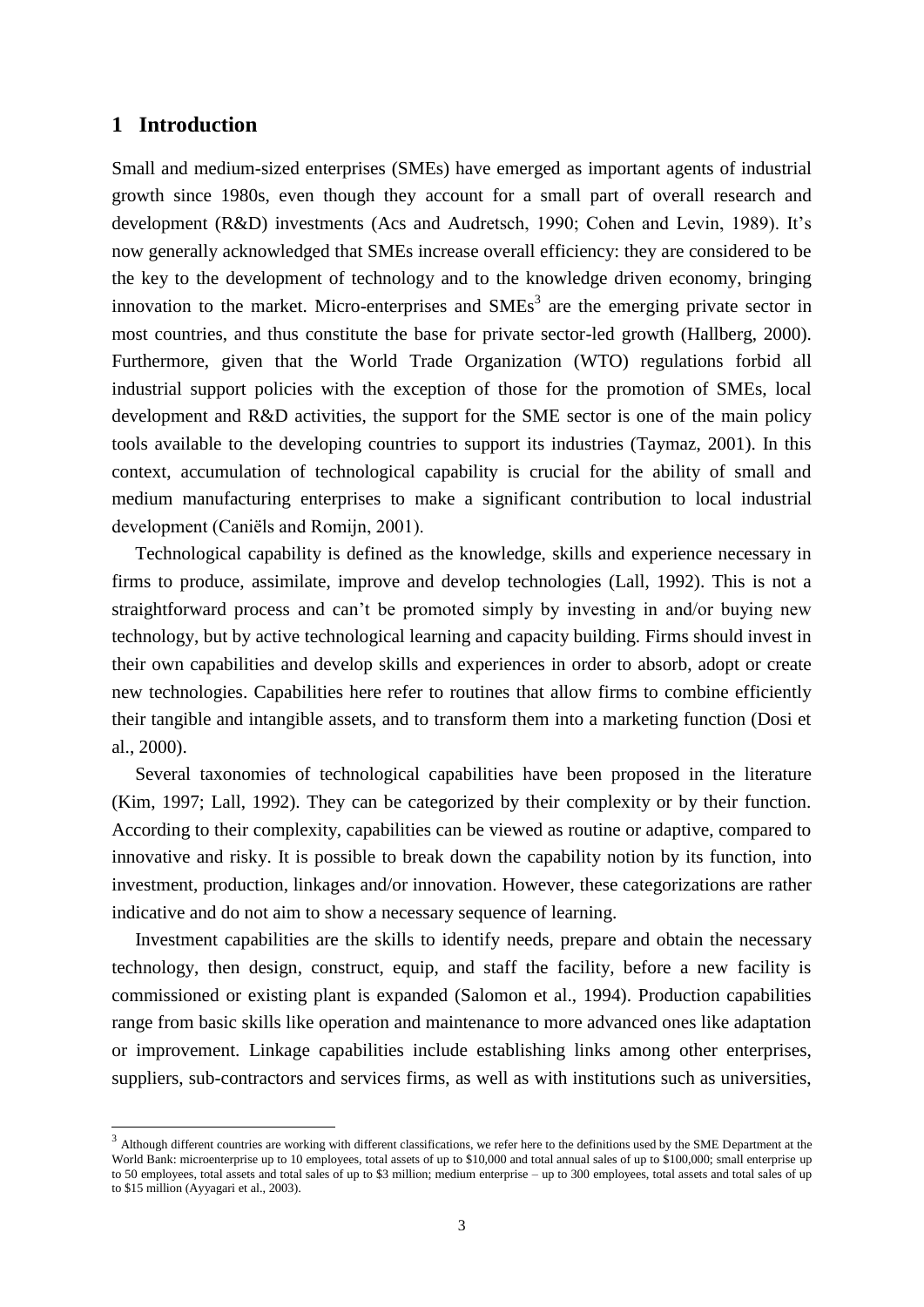# 1 Introduction

Small and medium-sized enterprises (SMEs) have emerged as important agents of industrial growth since 1980s, even though they account for a small part of overall research and development (R&D) investments (Acs and Audretsch, 1990; Cohen and Levin, 1989). It's now generally acknowledged that SMEs increase overall efficiency: they are considered to be the key to the development of technology and to the knowledge driven economy, bringing innovation to the market. Micro-enterprises and SMEs[3] are the emerging private sector in most countries, and thus constitute the base for private sector-led growth (Hallberg, 2000). Furthermore, given that the World Trade Organization (WTO) regulations forbid all industrial support policies with the exception of those for the promotion of SMEs, local development and R&D activities, the support for the SME sector is one of the main policy tools available to the developing countries to support its industries (Taymaz, 2001). In this context, accumulation of technological capability is crucial for the ability of small and medium manufacturing enterprises to make a significant contribution to local industrial development (Caniëls and Romijn, 2001).

Technological capability is defined as the knowledge, skills and experience necessary in firms to produce, assimilate, improve and develop technologies (Lall, 1992). This is not a straightforward process and can't be promoted simply by investing in and/or buying new technology, but by active technological learning and capacity building. Firms should invest in their own capabilities and develop skills and experiences in order to absorb, adopt or create new technologies. Capabilities here refer to routines that allow firms to combine efficiently their tangible and intangible assets, and to transform them into a marketing function (Dosi et al., 2000).

Several taxonomies of technological capabilities have been proposed in the literature (Kim, 1997; Lall, 1992). They can be categorized by their complexity or by their function. According to their complexity, capabilities can be viewed as routine or adaptive, compared to innovative and risky. It is possible to break down the capability notion by its function, into investment, production, linkages and/or innovation. However, these categorizations are rather indicative and do not aim to show a necessary sequence of learning.

Investment capabilities are the skills to identify needs, prepare and obtain the necessary technology, then design, construct, equip, and staff the facility, before a new facility is commissioned or existing plant is expanded (Salomon et al., 1994). Production capabilities range from basic skills like operation and maintenance to more advanced ones like adaptation or improvement. Linkage capabilities include establishing links among other enterprises, suppliers, sub-contractors and services firms, as well as with institutions such as universities,

[3] Although different countries are working with different classifications, we refer here to the definitions used by the SME Department at the World Bank: microenterprise up to 10 employees, total assets of up to $10,000 and total annual sales of up to $100,000; small enterprise up to 50 employees, total assets and total sales of up to $3 million; medium enterprise – up to 300 employees, total assets and total sales of up to $15 million (Ayyagari et al., 2003).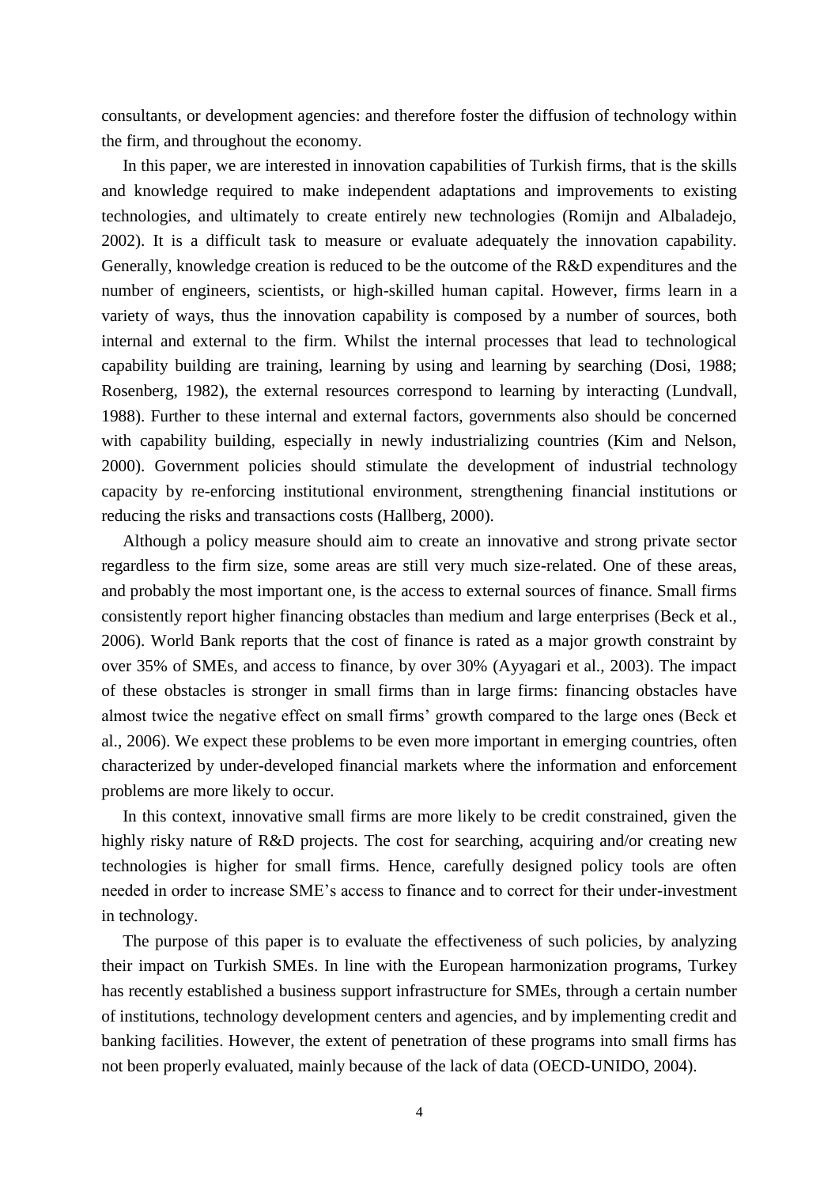consultants, or development agencies: and therefore foster the diffusion of technology within the firm, and throughout the economy.

In this paper, we are interested in innovation capabilities of Turkish firms, that is the skills and knowledge required to make independent adaptations and improvements to existing technologies, and ultimately to create entirely new technologies (Romijn and Albaladejo, 2002). It is a difficult task to measure or evaluate adequately the innovation capability. Generally, knowledge creation is reduced to be the outcome of the R&D expenditures and the number of engineers, scientists, or high-skilled human capital. However, firms learn in a variety of ways, thus the innovation capability is composed by a number of sources, both internal and external to the firm. Whilst the internal processes that lead to technological capability building are training, learning by using and learning by searching (Dosi, 1988; Rosenberg, 1982), the external resources correspond to learning by interacting (Lundvall, 1988). Further to these internal and external factors, governments also should be concerned with capability building, especially in newly industrializing countries (Kim and Nelson, 2000). Government policies should stimulate the development of industrial technology capacity by re-enforcing institutional environment, strengthening financial institutions or reducing the risks and transactions costs (Hallberg, 2000).

Although a policy measure should aim to create an innovative and strong private sector regardless to the firm size, some areas are still very much size-related. One of these areas, and probably the most important one, is the access to external sources of finance. Small firms consistently report higher financing obstacles than medium and large enterprises (Beck et al., 2006). World Bank reports that the cost of finance is rated as a major growth constraint by over 35% of SMEs, and access to finance, by over 30% (Ayyagari et al., 2003). The impact of these obstacles is stronger in small firms than in large firms: financing obstacles have almost twice the negative effect on small firms' growth compared to the large ones (Beck et al., 2006). We expect these problems to be even more important in emerging countries, often characterized by under-developed financial markets where the information and enforcement problems are more likely to occur.

In this context, innovative small firms are more likely to be credit constrained, given the highly risky nature of R&D projects. The cost for searching, acquiring and/or creating new technologies is higher for small firms. Hence, carefully designed policy tools are often needed in order to increase SME's access to finance and to correct for their under-investment in technology.

The purpose of this paper is to evaluate the effectiveness of such policies, by analyzing their impact on Turkish SMEs. In line with the European harmonization programs, Turkey has recently established a business support infrastructure for SMEs, through a certain number of institutions, technology development centers and agencies, and by implementing credit and banking facilities. However, the extent of penetration of these programs into small firms has not been properly evaluated, mainly because of the lack of data (OECD-UNIDO, 2004).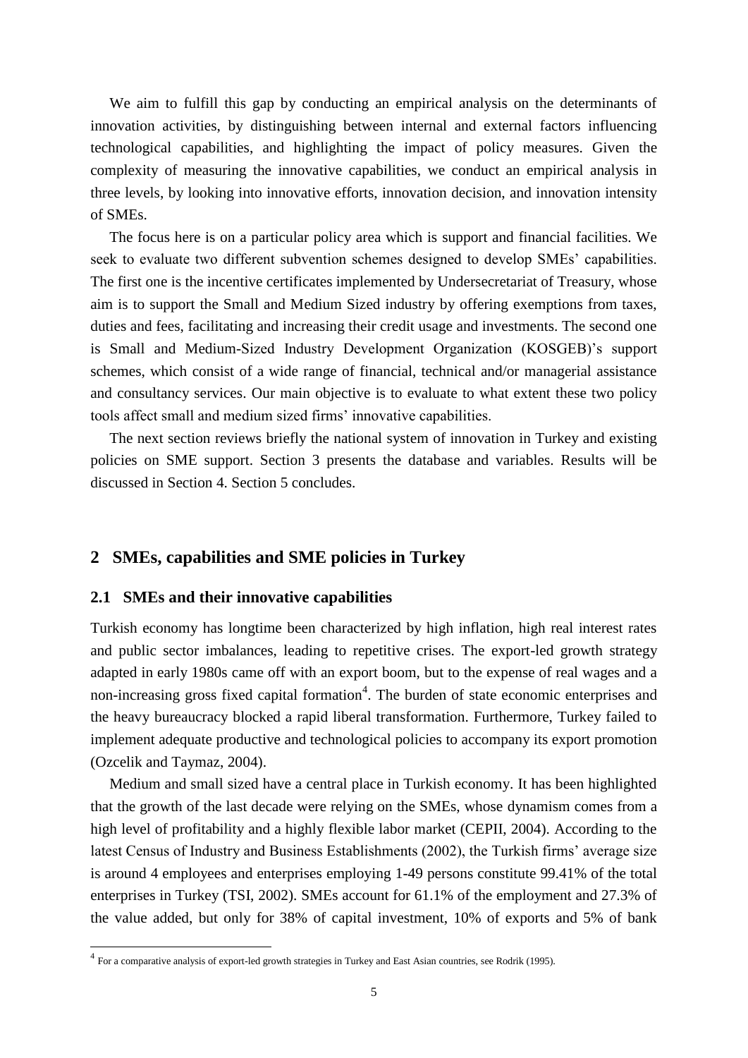We aim to fulfill this gap by conducting an empirical analysis on the determinants of innovation activities, by distinguishing between internal and external factors influencing technological capabilities, and highlighting the impact of policy measures. Given the complexity of measuring the innovative capabilities, we conduct an empirical analysis in three levels, by looking into innovative efforts, innovation decision, and innovation intensity of SMEs.

The focus here is on a particular policy area which is support and financial facilities. We seek to evaluate two different subvention schemes designed to develop SMEs' capabilities. The first one is the incentive certificates implemented by Undersecretariat of Treasury, whose aim is to support the Small and Medium Sized industry by offering exemptions from taxes, duties and fees, facilitating and increasing their credit usage and investments. The second one is Small and Medium-Sized Industry Development Organization (KOSGEB)'s support schemes, which consist of a wide range of financial, technical and/or managerial assistance and consultancy services. Our main objective is to evaluate to what extent these two policy tools affect small and medium sized firms' innovative capabilities.

The next section reviews briefly the national system of innovation in Turkey and existing policies on SME support. Section 3 presents the database and variables. Results will be discussed in Section 4. Section 5 concludes.

## 2 SMEs, capabilities and SME policies in Turkey

### 2.1 SMEs and their innovative capabilities

Turkish economy has longtime been characterized by high inflation, high real interest rates and public sector imbalances, leading to repetitive crises. The export-led growth strategy adapted in early 1980s came off with an export boom, but to the expense of real wages and a non-increasing gross fixed capital formation[4]. The burden of state economic enterprises and the heavy bureaucracy blocked a rapid liberal transformation. Furthermore, Turkey failed to implement adequate productive and technological policies to accompany its export promotion (Ozcelik and Taymaz, 2004).

Medium and small sized have a central place in Turkish economy. It has been highlighted that the growth of the last decade were relying on the SMEs, whose dynamism comes from a high level of profitability and a highly flexible labor market (CEPII, 2004). According to the latest Census of Industry and Business Establishments (2002), the Turkish firms' average size is around 4 employees and enterprises employing 1-49 persons constitute 99.41% of the total enterprises in Turkey (TSI, 2002). SMEs account for 61.1% of the employment and 27.3% of the value added, but only for 38% of capital investment, 10% of exports and 5% of bank

[4] For a comparative analysis of export-led growth strategies in Turkey and East Asian countries, see Rodrik (1995).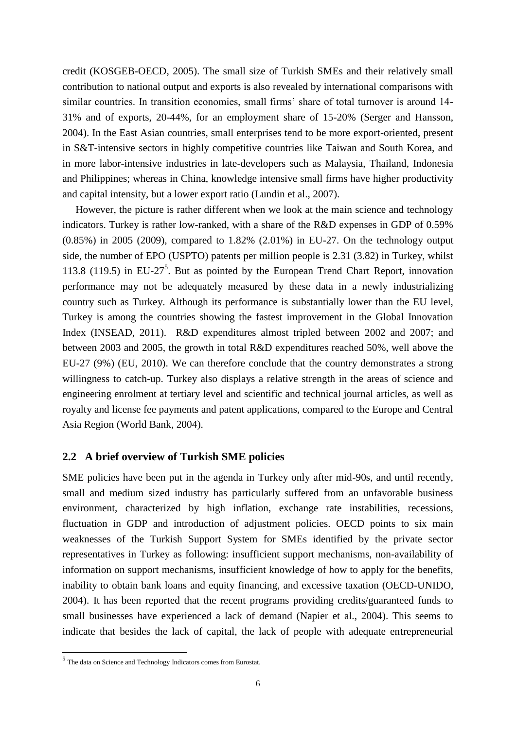credit (KOSGEB-OECD, 2005). The small size of Turkish SMEs and their relatively small contribution to national output and exports is also revealed by international comparisons with similar countries. In transition economies, small firms' share of total turnover is around 14-31% and of exports, 20-44%, for an employment share of 15-20% (Serger and Hansson, 2004). In the East Asian countries, small enterprises tend to be more export-oriented, present in S&T-intensive sectors in highly competitive countries like Taiwan and South Korea, and in more labor-intensive industries in late-developers such as Malaysia, Thailand, Indonesia and Philippines; whereas in China, knowledge intensive small firms have higher productivity and capital intensity, but a lower export ratio (Lundin et al., 2007).

However, the picture is rather different when we look at the main science and technology indicators. Turkey is rather low-ranked, with a share of the R&D expenses in GDP of 0.59% (0.85%) in 2005 (2009), compared to 1.82% (2.01%) in EU-27. On the technology output side, the number of EPO (USPTO) patents per million people is 2.31 (3.82) in Turkey, whilst 113.8 (119.5) in EU-27[5]. But as pointed by the European Trend Chart Report, innovation performance may not be adequately measured by these data in a newly industrializing country such as Turkey. Although its performance is substantially lower than the EU level, Turkey is among the countries showing the fastest improvement in the Global Innovation Index (INSEAD, 2011). R&D expenditures almost tripled between 2002 and 2007; and between 2003 and 2005, the growth in total R&D expenditures reached 50%, well above the EU-27 (9%) (EU, 2010). We can therefore conclude that the country demonstrates a strong willingness to catch-up. Turkey also displays a relative strength in the areas of science and engineering enrolment at tertiary level and scientific and technical journal articles, as well as royalty and license fee payments and patent applications, compared to the Europe and Central Asia Region (World Bank, 2004).

## 2.2 A brief overview of Turkish SME policies

SME policies have been put in the agenda in Turkey only after mid-90s, and until recently, small and medium sized industry has particularly suffered from an unfavorable business environment, characterized by high inflation, exchange rate instabilities, recessions, fluctuation in GDP and introduction of adjustment policies. OECD points to six main weaknesses of the Turkish Support System for SMEs identified by the private sector representatives in Turkey as following: insufficient support mechanisms, non-availability of information on support mechanisms, insufficient knowledge of how to apply for the benefits, inability to obtain bank loans and equity financing, and excessive taxation (OECD-UNIDO, 2004). It has been reported that the recent programs providing credits/guaranteed funds to small businesses have experienced a lack of demand (Napier et al., 2004). This seems to indicate that besides the lack of capital, the lack of people with adequate entrepreneurial

[5] The data on Science and Technology Indicators comes from Eurostat.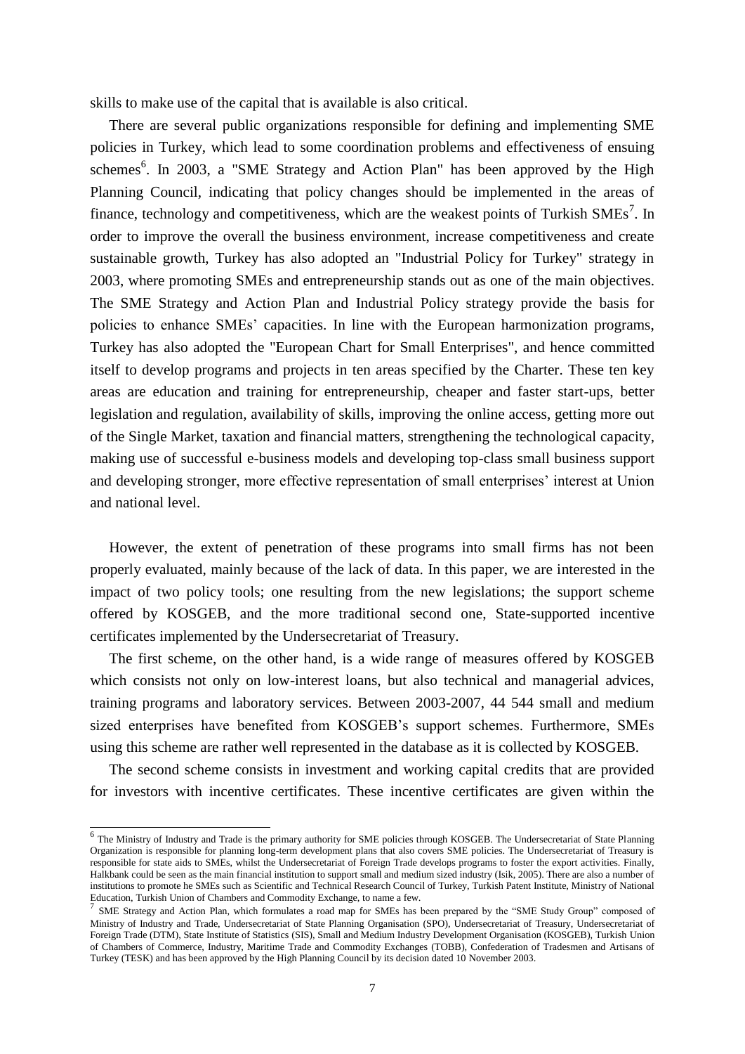skills to make use of the capital that is available is also critical.

There are several public organizations responsible for defining and implementing SME policies in Turkey, which lead to some coordination problems and effectiveness of ensuing schemes[6]. In 2003, a "SME Strategy and Action Plan" has been approved by the High Planning Council, indicating that policy changes should be implemented in the areas of finance, technology and competitiveness, which are the weakest points of Turkish SMEs[7]. In order to improve the overall the business environment, increase competitiveness and create sustainable growth, Turkey has also adopted an "Industrial Policy for Turkey" strategy in 2003, where promoting SMEs and entrepreneurship stands out as one of the main objectives. The SME Strategy and Action Plan and Industrial Policy strategy provide the basis for policies to enhance SMEs' capacities. In line with the European harmonization programs, Turkey has also adopted the "European Chart for Small Enterprises", and hence committed itself to develop programs and projects in ten areas specified by the Charter. These ten key areas are education and training for entrepreneurship, cheaper and faster start-ups, better legislation and regulation, availability of skills, improving the online access, getting more out of the Single Market, taxation and financial matters, strengthening the technological capacity, making use of successful e-business models and developing top-class small business support and developing stronger, more effective representation of small enterprises' interest at Union and national level.

However, the extent of penetration of these programs into small firms has not been properly evaluated, mainly because of the lack of data. In this paper, we are interested in the impact of two policy tools; one resulting from the new legislations; the support scheme offered by KOSGEB, and the more traditional second one, State-supported incentive certificates implemented by the Undersecretariat of Treasury.

The first scheme, on the other hand, is a wide range of measures offered by KOSGEB which consists not only on low-interest loans, but also technical and managerial advices, training programs and laboratory services. Between 2003-2007, 44 544 small and medium sized enterprises have benefited from KOSGEB's support schemes. Furthermore, SMEs using this scheme are rather well represented in the database as it is collected by KOSGEB.

The second scheme consists in investment and working capital credits that are provided for investors with incentive certificates. These incentive certificates are given within the

---

[6] The Ministry of Industry and Trade is the primary authority for SME policies through KOSGEB. The Undersecretariat of State Planning Organization is responsible for planning long-term development plans that also covers SME policies. The Undersecretariat of Treasury is responsible for state aids to SMEs, whilst the Undersecretariat of Foreign Trade develops programs to foster the export activities. Finally, Halkbank could be seen as the main financial institution to support small and medium sized industry (Isik, 2005). There are also a number of institutions to promote he SMEs such as Scientific and Technical Research Council of Turkey, Turkish Patent Institute, Ministry of National Education, Turkish Union of Chambers and Commodity Exchange, to name a few.

[7] SME Strategy and Action Plan, which formulates a road map for SMEs has been prepared by the "SME Study Group" composed of Ministry of Industry and Trade, Undersecretariat of State Planning Organisation (SPO), Undersecretariat of Treasury, Undersecretariat of Foreign Trade (DTM), State Institute of Statistics (SIS), Small and Medium Industry Development Organisation (KOSGEB), Turkish Union of Chambers of Commerce, Industry, Maritime Trade and Commodity Exchanges (TOBB), Confederation of Tradesmen and Artisans of Turkey (TESK) and has been approved by the High Planning Council by its decision dated 10 November 2003.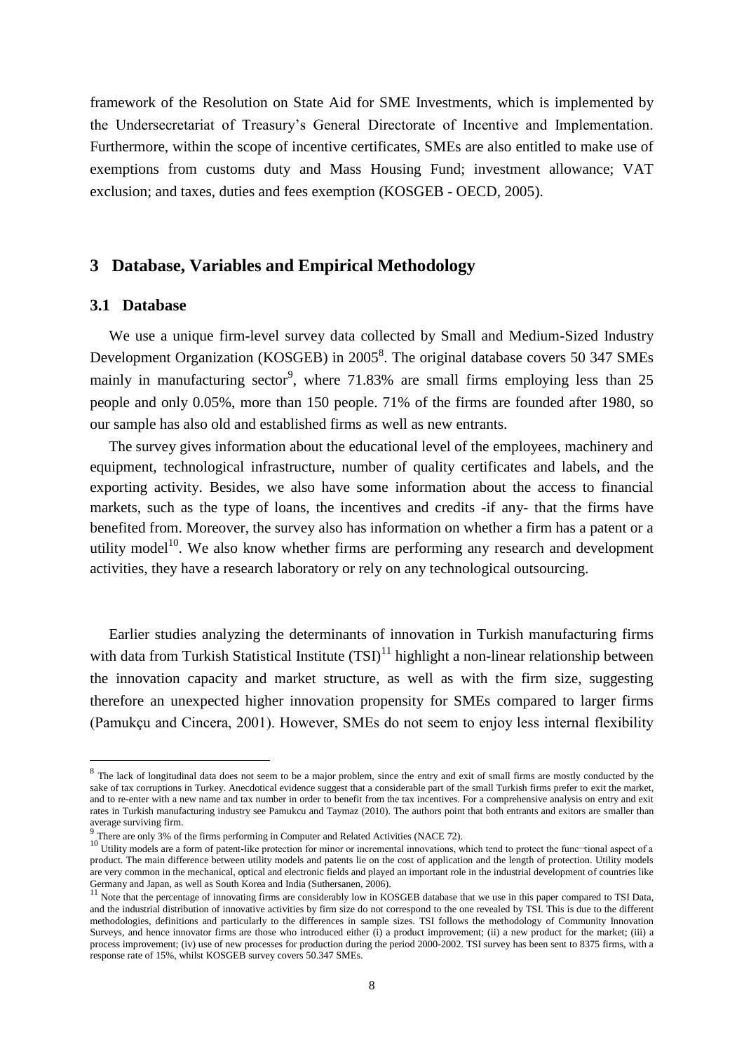framework of the Resolution on State Aid for SME Investments, which is implemented by the Undersecretariat of Treasury's General Directorate of Incentive and Implementation. Furthermore, within the scope of incentive certificates, SMEs are also entitled to make use of exemptions from customs duty and Mass Housing Fund; investment allowance; VAT exclusion; and taxes, duties and fees exemption (KOSGEB - OECD, 2005).

## 3 Database, Variables and Empirical Methodology

### 3.1 Database

We use a unique firm-level survey data collected by Small and Medium-Sized Industry Development Organization (KOSGEB) in 2005[8]. The original database covers 50 347 SMEs mainly in manufacturing sector[9], where 71.83% are small firms employing less than 25 people and only 0.05%, more than 150 people. 71% of the firms are founded after 1980, so our sample has also old and established firms as well as new entrants.

The survey gives information about the educational level of the employees, machinery and equipment, technological infrastructure, number of quality certificates and labels, and the exporting activity. Besides, we also have some information about the access to financial markets, such as the type of loans, the incentives and credits -if any- that the firms have benefited from. Moreover, the survey also has information on whether a firm has a patent or a utility model[10]. We also know whether firms are performing any research and development activities, they have a research laboratory or rely on any technological outsourcing.

Earlier studies analyzing the determinants of innovation in Turkish manufacturing firms with data from Turkish Statistical Institute (TSI)[11] highlight a non-linear relationship between the innovation capacity and market structure, as well as with the firm size, suggesting therefore an unexpected higher innovation propensity for SMEs compared to larger firms (Pamukçu and Cincera, 2001). However, SMEs do not seem to enjoy less internal flexibility

---

[8] The lack of longitudinal data does not seem to be a major problem, since the entry and exit of small firms are mostly conducted by the sake of tax corruptions in Turkey. Anecdotical evidence suggest that a considerable part of the small Turkish firms prefer to exit the market, and to re-enter with a new name and tax number in order to benefit from the tax incentives. For a comprehensive analysis on entry and exit rates in Turkish manufacturing industry see Pamukcu and Taymaz (2010). The authors point that both entrants and exitors are smaller than average surviving firm.

[9] There are only 3% of the firms performing in Computer and Related Activities (NACE 72).

[10] Utility models are a form of patent-like protection for minor or incremental innovations, which tend to protect the func¬tional aspect of a product. The main difference between utility models and patents lie on the cost of application and the length of protection. Utility models are very common in the mechanical, optical and electronic fields and played an important role in the industrial development of countries like Germany and Japan, as well as South Korea and India (Suthersanen, 2006).

[11] Note that the percentage of innovating firms are considerably low in KOSGEB database that we use in this paper compared to TSI Data, and the industrial distribution of innovative activities by firm size do not correspond to the one revealed by TSI. This is due to the different methodologies, definitions and particularly to the differences in sample sizes. TSI follows the methodology of Community Innovation Surveys, and hence innovator firms are those who introduced either (i) a product improvement; (ii) a new product for the market; (iii) a process improvement; (iv) use of new processes for production during the period 2000-2002. TSI survey has been sent to 8375 firms, with a response rate of 15%, whilst KOSGEB survey covers 50.347 SMEs.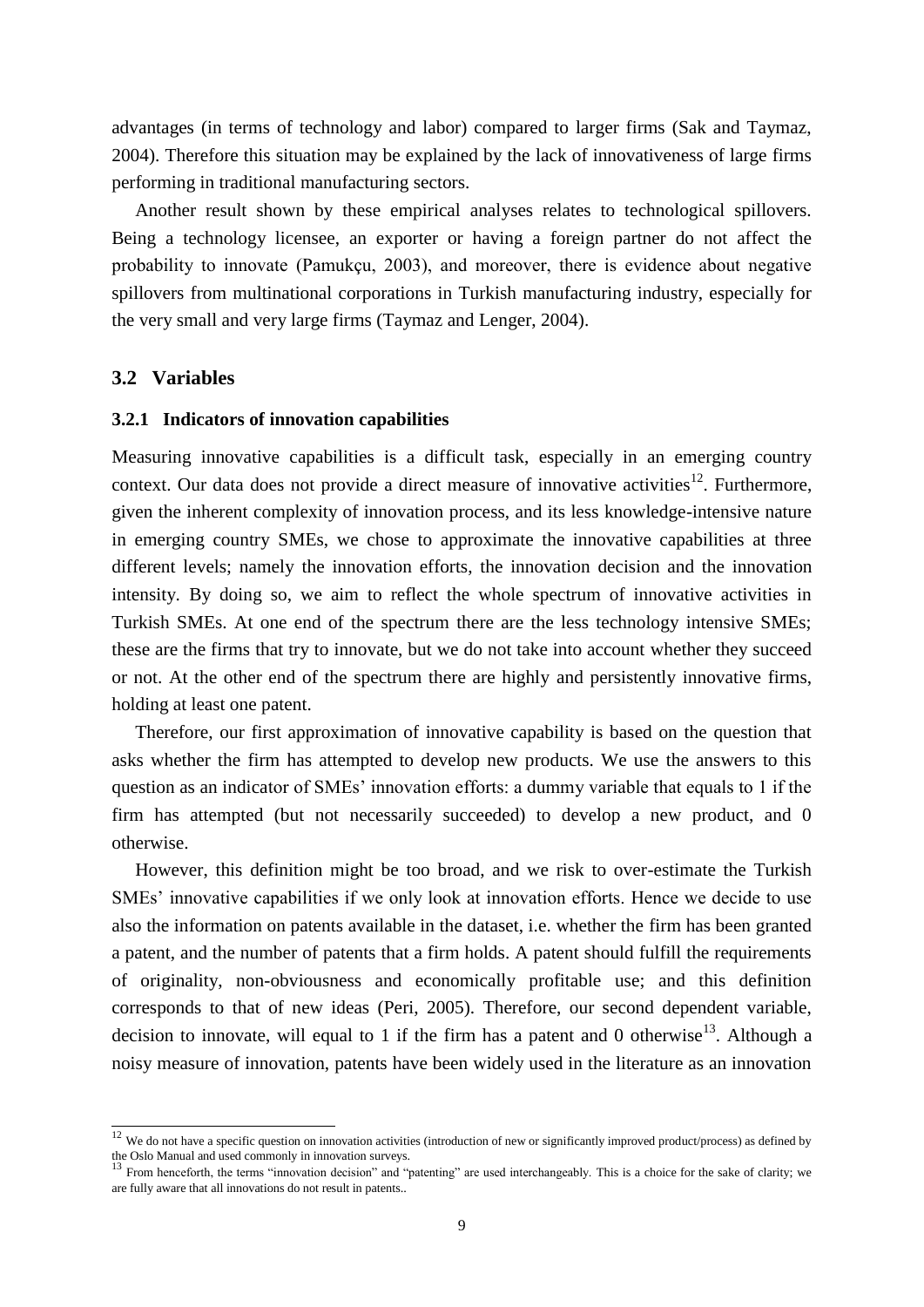advantages (in terms of technology and labor) compared to larger firms (Sak and Taymaz, 2004). Therefore this situation may be explained by the lack of innovativeness of large firms performing in traditional manufacturing sectors.

Another result shown by these empirical analyses relates to technological spillovers. Being a technology licensee, an exporter or having a foreign partner do not affect the probability to innovate (Pamukçu, 2003), and moreover, there is evidence about negative spillovers from multinational corporations in Turkish manufacturing industry, especially for the very small and very large firms (Taymaz and Lenger, 2004).

## 3.2 Variables

### 3.2.1 Indicators of innovation capabilities

Measuring innovative capabilities is a difficult task, especially in an emerging country context. Our data does not provide a direct measure of innovative activities[12]. Furthermore, given the inherent complexity of innovation process, and its less knowledge-intensive nature in emerging country SMEs, we chose to approximate the innovative capabilities at three different levels; namely the innovation efforts, the innovation decision and the innovation intensity. By doing so, we aim to reflect the whole spectrum of innovative activities in Turkish SMEs. At one end of the spectrum there are the less technology intensive SMEs; these are the firms that try to innovate, but we do not take into account whether they succeed or not. At the other end of the spectrum there are highly and persistently innovative firms, holding at least one patent.

Therefore, our first approximation of innovative capability is based on the question that asks whether the firm has attempted to develop new products. We use the answers to this question as an indicator of SMEs' innovation efforts: a dummy variable that equals to 1 if the firm has attempted (but not necessarily succeeded) to develop a new product, and 0 otherwise.

However, this definition might be too broad, and we risk to over-estimate the Turkish SMEs' innovative capabilities if we only look at innovation efforts. Hence we decide to use also the information on patents available in the dataset, i.e. whether the firm has been granted a patent, and the number of patents that a firm holds. A patent should fulfill the requirements of originality, non-obviousness and economically profitable use; and this definition corresponds to that of new ideas (Peri, 2005). Therefore, our second dependent variable, decision to innovate, will equal to 1 if the firm has a patent and 0 otherwise[13]. Although a noisy measure of innovation, patents have been widely used in the literature as an innovation

---

[12] We do not have a specific question on innovation activities (introduction of new or significantly improved product/process) as defined by the Oslo Manual and used commonly in innovation surveys.

[13] From henceforth, the terms "innovation decision" and "patenting" are used interchangeably. This is a choice for the sake of clarity; we are fully aware that all innovations do not result in patents..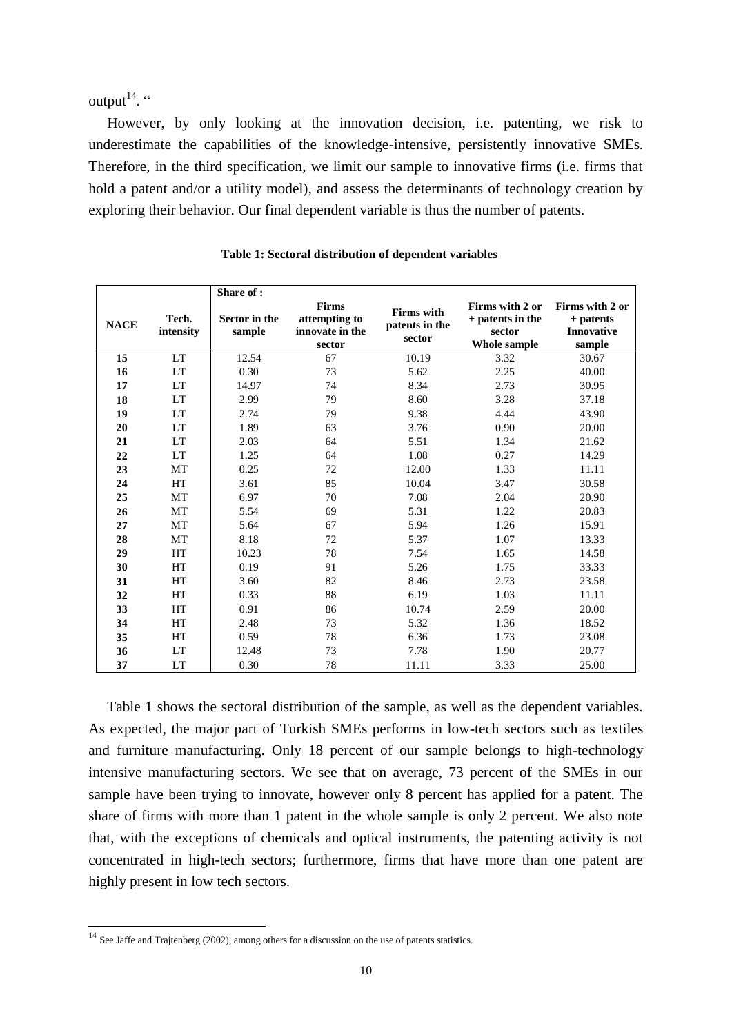output[14]. "

However, by only looking at the innovation decision, i.e. patenting, we risk to underestimate the capabilities of the knowledge-intensive, persistently innovative SMEs. Therefore, in the third specification, we limit our sample to innovative firms (i.e. firms that hold a patent and/or a utility model), and assess the determinants of technology creation by exploring their behavior. Our final dependent variable is thus the number of patents.

**Table 1: Sectoral distribution of dependent variables**

| | | Share of : | | | | |
|---|---|---|---|---|---|---|
| **NACE** | **Tech. intensity** | **Sector in the sample** | **Firms attempting to innovate in the sector** | **Firms with patents in the sector** | **Firms with 2 or + patents in the sector Whole sample** | **Firms with 2 or + patents Innovative sample** |
| **15** | LT | 12.54 | 67 | 10.19 | 3.32 | 30.67 |
| **16** | LT | 0.30 | 73 | 5.62 | 2.25 | 40.00 |
| **17** | LT | 14.97 | 74 | 8.34 | 2.73 | 30.95 |
| **18** | LT | 2.99 | 79 | 8.60 | 3.28 | 37.18 |
| **19** | LT | 2.74 | 79 | 9.38 | 4.44 | 43.90 |
| **20** | LT | 1.89 | 63 | 3.76 | 0.90 | 20.00 |
| **21** | LT | 2.03 | 64 | 5.51 | 1.34 | 21.62 |
| **22** | LT | 1.25 | 64 | 1.08 | 0.27 | 14.29 |
| **23** | MT | 0.25 | 72 | 12.00 | 1.33 | 11.11 |
| **24** | HT | 3.61 | 85 | 10.04 | 3.47 | 30.58 |
| **25** | MT | 6.97 | 70 | 7.08 | 2.04 | 20.90 |
| **26** | MT | 5.54 | 69 | 5.31 | 1.22 | 20.83 |
| **27** | MT | 5.64 | 67 | 5.94 | 1.26 | 15.91 |
| **28** | MT | 8.18 | 72 | 5.37 | 1.07 | 13.33 |
| **29** | HT | 10.23 | 78 | 7.54 | 1.65 | 14.58 |
| **30** | HT | 0.19 | 91 | 5.26 | 1.75 | 33.33 |
| **31** | HT | 3.60 | 82 | 8.46 | 2.73 | 23.58 |
| **32** | HT | 0.33 | 88 | 6.19 | 1.03 | 11.11 |
| **33** | HT | 0.91 | 86 | 10.74 | 2.59 | 20.00 |
| **34** | HT | 2.48 | 73 | 5.32 | 1.36 | 18.52 |
| **35** | HT | 0.59 | 78 | 6.36 | 1.73 | 23.08 |
| **36** | LT | 12.48 | 73 | 7.78 | 1.90 | 20.77 |
| **37** | LT | 0.30 | 78 | 11.11 | 3.33 | 25.00 |

Table 1 shows the sectoral distribution of the sample, as well as the dependent variables. As expected, the major part of Turkish SMEs performs in low-tech sectors such as textiles and furniture manufacturing. Only 18 percent of our sample belongs to high-technology intensive manufacturing sectors. We see that on average, 73 percent of the SMEs in our sample have been trying to innovate, however only 8 percent has applied for a patent. The share of firms with more than 1 patent in the whole sample is only 2 percent. We also note that, with the exceptions of chemicals and optical instruments, the patenting activity is not concentrated in high-tech sectors; furthermore, firms that have more than one patent are highly present in low tech sectors.

[14] See Jaffe and Trajtenberg (2002), among others for a discussion on the use of patents statistics.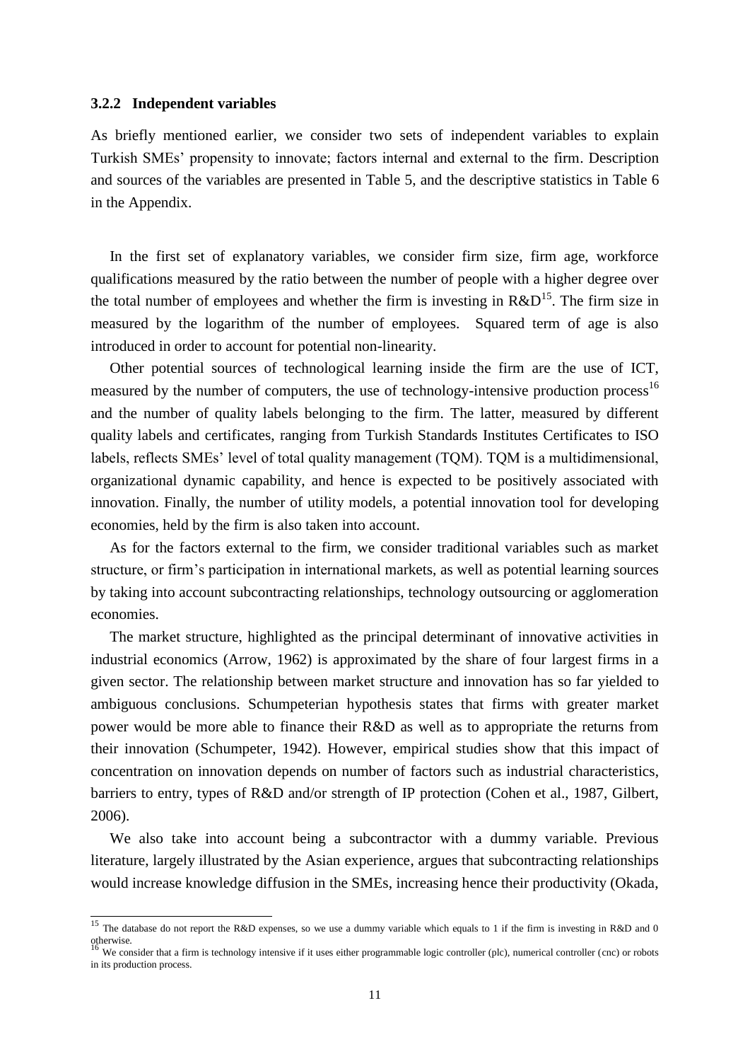### 3.2.2 Independent variables

As briefly mentioned earlier, we consider two sets of independent variables to explain Turkish SMEs' propensity to innovate; factors internal and external to the firm. Description and sources of the variables are presented in Table 5, and the descriptive statistics in Table 6 in the Appendix.

In the first set of explanatory variables, we consider firm size, firm age, workforce qualifications measured by the ratio between the number of people with a higher degree over the total number of employees and whether the firm is investing in R&D[15]. The firm size in measured by the logarithm of the number of employees. Squared term of age is also introduced in order to account for potential non-linearity.

Other potential sources of technological learning inside the firm are the use of ICT, measured by the number of computers, the use of technology-intensive production process[16] and the number of quality labels belonging to the firm. The latter, measured by different quality labels and certificates, ranging from Turkish Standards Institutes Certificates to ISO labels, reflects SMEs' level of total quality management (TQM). TQM is a multidimensional, organizational dynamic capability, and hence is expected to be positively associated with innovation. Finally, the number of utility models, a potential innovation tool for developing economies, held by the firm is also taken into account.

As for the factors external to the firm, we consider traditional variables such as market structure, or firm's participation in international markets, as well as potential learning sources by taking into account subcontracting relationships, technology outsourcing or agglomeration economies.

The market structure, highlighted as the principal determinant of innovative activities in industrial economics (Arrow, 1962) is approximated by the share of four largest firms in a given sector. The relationship between market structure and innovation has so far yielded to ambiguous conclusions. Schumpeterian hypothesis states that firms with greater market power would be more able to finance their R&D as well as to appropriate the returns from their innovation (Schumpeter, 1942). However, empirical studies show that this impact of concentration on innovation depends on number of factors such as industrial characteristics, barriers to entry, types of R&D and/or strength of IP protection (Cohen et al., 1987, Gilbert, 2006).

We also take into account being a subcontractor with a dummy variable. Previous literature, largely illustrated by the Asian experience, argues that subcontracting relationships would increase knowledge diffusion in the SMEs, increasing hence their productivity (Okada,

---

[15] The database do not report the R&D expenses, so we use a dummy variable which equals to 1 if the firm is investing in R&D and 0 otherwise.

[16] We consider that a firm is technology intensive if it uses either programmable logic controller (plc), numerical controller (cnc) or robots in its production process.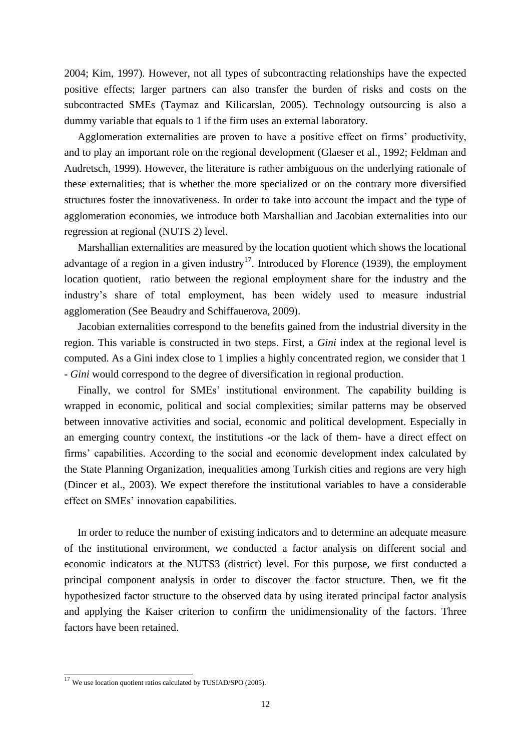2004; Kim, 1997). However, not all types of subcontracting relationships have the expected positive effects; larger partners can also transfer the burden of risks and costs on the subcontracted SMEs (Taymaz and Kilicarslan, 2005). Technology outsourcing is also a dummy variable that equals to 1 if the firm uses an external laboratory.

Agglomeration externalities are proven to have a positive effect on firms' productivity, and to play an important role on the regional development (Glaeser et al., 1992; Feldman and Audretsch, 1999). However, the literature is rather ambiguous on the underlying rationale of these externalities; that is whether the more specialized or on the contrary more diversified structures foster the innovativeness. In order to take into account the impact and the type of agglomeration economies, we introduce both Marshallian and Jacobian externalities into our regression at regional (NUTS 2) level.

Marshallian externalities are measured by the location quotient which shows the locational advantage of a region in a given industry[17]. Introduced by Florence (1939), the employment location quotient, ratio between the regional employment share for the industry and the industry's share of total employment, has been widely used to measure industrial agglomeration (See Beaudry and Schiffauerova, 2009).

Jacobian externalities correspond to the benefits gained from the industrial diversity in the region. This variable is constructed in two steps. First, a *Gini* index at the regional level is computed. As a Gini index close to 1 implies a highly concentrated region, we consider that 1 - *Gini* would correspond to the degree of diversification in regional production.

Finally, we control for SMEs' institutional environment. The capability building is wrapped in economic, political and social complexities; similar patterns may be observed between innovative activities and social, economic and political development. Especially in an emerging country context, the institutions -or the lack of them- have a direct effect on firms' capabilities. According to the social and economic development index calculated by the State Planning Organization, inequalities among Turkish cities and regions are very high (Dincer et al., 2003). We expect therefore the institutional variables to have a considerable effect on SMEs' innovation capabilities.

In order to reduce the number of existing indicators and to determine an adequate measure of the institutional environment, we conducted a factor analysis on different social and economic indicators at the NUTS3 (district) level. For this purpose, we first conducted a principal component analysis in order to discover the factor structure. Then, we fit the hypothesized factor structure to the observed data by using iterated principal factor analysis and applying the Kaiser criterion to confirm the unidimensionality of the factors. Three factors have been retained.

[17] We use location quotient ratios calculated by TUSIAD/SPO (2005).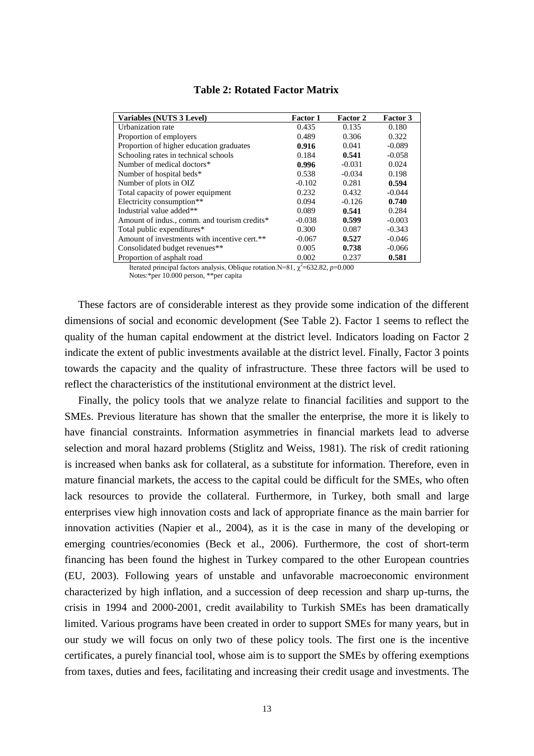**Table 2: Rotated Factor Matrix**

| Variables (NUTS 3 Level) | Factor 1 | Factor 2 | Factor 3 |
|---|---|---|---|
| Urbanization rate | 0.435 | 0.135 | 0.180 |
| Proportion of employers | 0.489 | 0.306 | 0.322 |
| Proportion of higher education graduates | **0.916** | 0.041 | -0.089 |
| Schooling rates in technical schools | 0.184 | **0.541** | -0.058 |
| Number of medical doctors* | **0.996** | -0.031 | 0.024 |
| Number of hospital beds* | 0.538 | -0.034 | 0.198 |
| Number of plots in OIZ | -0.102 | 0.281 | **0.594** |
| Total capacity of power equipment | 0.232 | 0.432 | -0.044 |
| Electricity consumption** | 0.094 | -0.126 | **0.740** |
| Industrial value added** | 0.089 | **0.541** | 0.284 |
| Amount of indus., comm. and tourism credits* | -0.038 | **0.599** | -0.003 |
| Total public expenditures* | 0.300 | 0.087 | -0.343 |
| Amount of investments with incentive cert.** | -0.067 | **0.527** | -0.046 |
| Consolidated budget revenues** | 0.005 | **0.738** | -0.066 |
| Proportion of asphalt road | 0.002 | 0.237 | **0.581** |

Iterated principal factors analysis, Oblique rotation.N=81, $\chi^2$=632.82, $p$=0.000

Notes:*per 10.000 person, **per capita

These factors are of considerable interest as they provide some indication of the different dimensions of social and economic development (See Table 2). Factor 1 seems to reflect the quality of the human capital endowment at the district level. Indicators loading on Factor 2 indicate the extent of public investments available at the district level. Finally, Factor 3 points towards the capacity and the quality of infrastructure. These three factors will be used to reflect the characteristics of the institutional environment at the district level.

Finally, the policy tools that we analyze relate to financial facilities and support to the SMEs. Previous literature has shown that the smaller the enterprise, the more it is likely to have financial constraints. Information asymmetries in financial markets lead to adverse selection and moral hazard problems (Stiglitz and Weiss, 1981). The risk of credit rationing is increased when banks ask for collateral, as a substitute for information. Therefore, even in mature financial markets, the access to the capital could be difficult for the SMEs, who often lack resources to provide the collateral. Furthermore, in Turkey, both small and large enterprises view high innovation costs and lack of appropriate finance as the main barrier for innovation activities (Napier et al., 2004), as it is the case in many of the developing or emerging countries/economies (Beck et al., 2006). Furthermore, the cost of short-term financing has been found the highest in Turkey compared to the other European countries (EU, 2003). Following years of unstable and unfavorable macroeconomic environment characterized by high inflation, and a succession of deep recession and sharp up-turns, the crisis in 1994 and 2000-2001, credit availability to Turkish SMEs has been dramatically limited. Various programs have been created in order to support SMEs for many years, but in our study we will focus on only two of these policy tools. The first one is the incentive certificates, a purely financial tool, whose aim is to support the SMEs by offering exemptions from taxes, duties and fees, facilitating and increasing their credit usage and investments. The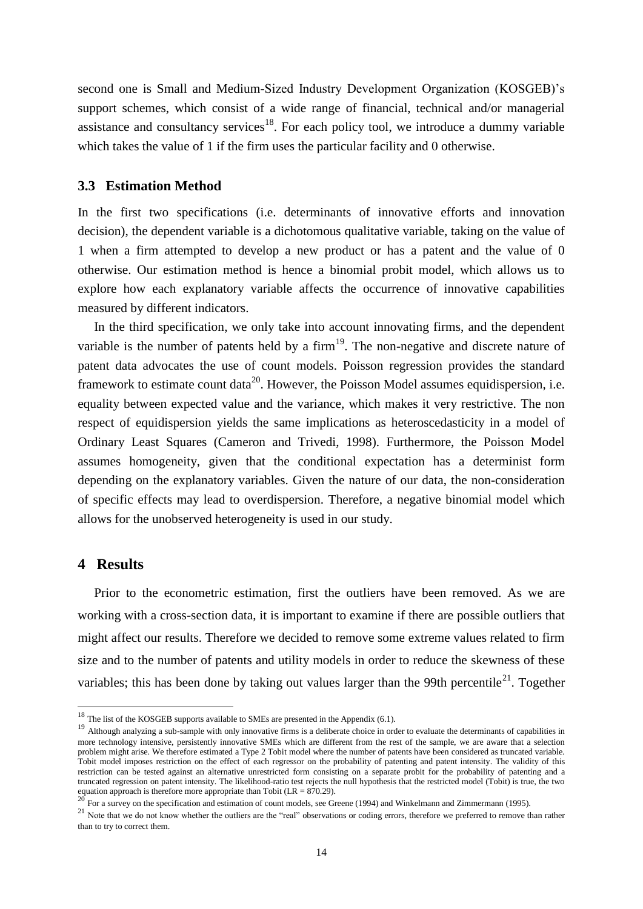second one is Small and Medium-Sized Industry Development Organization (KOSGEB)'s support schemes, which consist of a wide range of financial, technical and/or managerial assistance and consultancy services[18]. For each policy tool, we introduce a dummy variable which takes the value of 1 if the firm uses the particular facility and 0 otherwise.

### 3.3 Estimation Method

In the first two specifications (i.e. determinants of innovative efforts and innovation decision), the dependent variable is a dichotomous qualitative variable, taking on the value of 1 when a firm attempted to develop a new product or has a patent and the value of 0 otherwise. Our estimation method is hence a binomial probit model, which allows us to explore how each explanatory variable affects the occurrence of innovative capabilities measured by different indicators.

In the third specification, we only take into account innovating firms, and the dependent variable is the number of patents held by a firm[19]. The non-negative and discrete nature of patent data advocates the use of count models. Poisson regression provides the standard framework to estimate count data[20]. However, the Poisson Model assumes equidispersion, i.e. equality between expected value and the variance, which makes it very restrictive. The non respect of equidispersion yields the same implications as heteroscedasticity in a model of Ordinary Least Squares (Cameron and Trivedi, 1998). Furthermore, the Poisson Model assumes homogeneity, given that the conditional expectation has a determinist form depending on the explanatory variables. Given the nature of our data, the non-consideration of specific effects may lead to overdispersion. Therefore, a negative binomial model which allows for the unobserved heterogeneity is used in our study.

## 4 Results

Prior to the econometric estimation, first the outliers have been removed. As we are working with a cross-section data, it is important to examine if there are possible outliers that might affect our results. Therefore we decided to remove some extreme values related to firm size and to the number of patents and utility models in order to reduce the skewness of these variables; this has been done by taking out values larger than the 99th percentile[21]. Together

---

[18] The list of the KOSGEB supports available to SMEs are presented in the Appendix (6.1).

[19] Although analyzing a sub-sample with only innovative firms is a deliberate choice in order to evaluate the determinants of capabilities in more technology intensive, persistently innovative SMEs which are different from the rest of the sample, we are aware that a selection problem might arise. We therefore estimated a Type 2 Tobit model where the number of patents have been considered as truncated variable. Tobit model imposes restriction on the effect of each regressor on the probability of patenting and patent intensity. The validity of this restriction can be tested against an alternative unrestricted form consisting on a separate probit for the probability of patenting and a truncated regression on patent intensity. The likelihood-ratio test rejects the null hypothesis that the restricted model (Tobit) is true, the two equation approach is therefore more appropriate than Tobit (LR = 870.29).

[20] For a survey on the specification and estimation of count models, see Greene (1994) and Winkelmann and Zimmermann (1995).

[21] Note that we do not know whether the outliers are the "real" observations or coding errors, therefore we preferred to remove than rather than to try to correct them.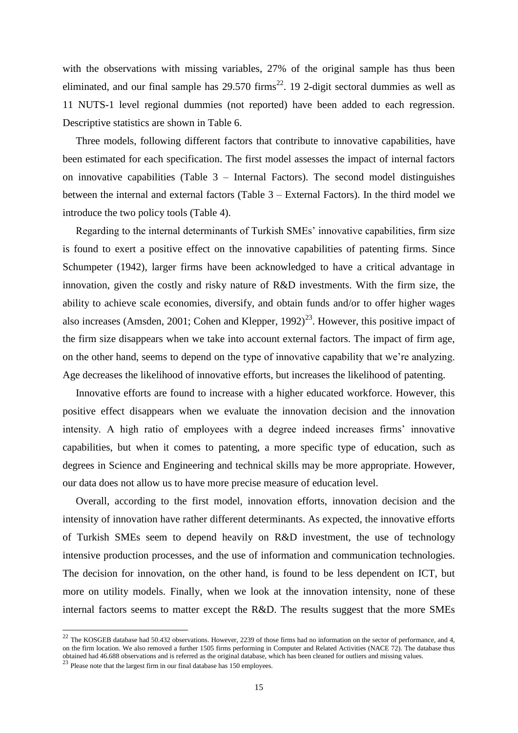with the observations with missing variables, 27% of the original sample has thus been eliminated, and our final sample has 29.570 firms[22]. 19 2-digit sectoral dummies as well as 11 NUTS-1 level regional dummies (not reported) have been added to each regression. Descriptive statistics are shown in Table 6.

Three models, following different factors that contribute to innovative capabilities, have been estimated for each specification. The first model assesses the impact of internal factors on innovative capabilities (Table 3 – Internal Factors). The second model distinguishes between the internal and external factors (Table 3 – External Factors). In the third model we introduce the two policy tools (Table 4).

Regarding to the internal determinants of Turkish SMEs' innovative capabilities, firm size is found to exert a positive effect on the innovative capabilities of patenting firms. Since Schumpeter (1942), larger firms have been acknowledged to have a critical advantage in innovation, given the costly and risky nature of R&D investments. With the firm size, the ability to achieve scale economies, diversify, and obtain funds and/or to offer higher wages also increases (Amsden, 2001; Cohen and Klepper, 1992)[23]. However, this positive impact of the firm size disappears when we take into account external factors. The impact of firm age, on the other hand, seems to depend on the type of innovative capability that we're analyzing. Age decreases the likelihood of innovative efforts, but increases the likelihood of patenting.

Innovative efforts are found to increase with a higher educated workforce. However, this positive effect disappears when we evaluate the innovation decision and the innovation intensity. A high ratio of employees with a degree indeed increases firms' innovative capabilities, but when it comes to patenting, a more specific type of education, such as degrees in Science and Engineering and technical skills may be more appropriate. However, our data does not allow us to have more precise measure of education level.

Overall, according to the first model, innovation efforts, innovation decision and the intensity of innovation have rather different determinants. As expected, the innovative efforts of Turkish SMEs seem to depend heavily on R&D investment, the use of technology intensive production processes, and the use of information and communication technologies. The decision for innovation, on the other hand, is found to be less dependent on ICT, but more on utility models. Finally, when we look at the innovation intensity, none of these internal factors seems to matter except the R&D. The results suggest that the more SMEs

---

[22] The KOSGEB database had 50.432 observations. However, 2239 of those firms had no information on the sector of performance, and 4, on the firm location. We also removed a further 1505 firms performing in Computer and Related Activities (NACE 72). The database thus obtained had 46.688 observations and is referred as the original database, which has been cleaned for outliers and missing values.

[23] Please note that the largest firm in our final database has 150 employees.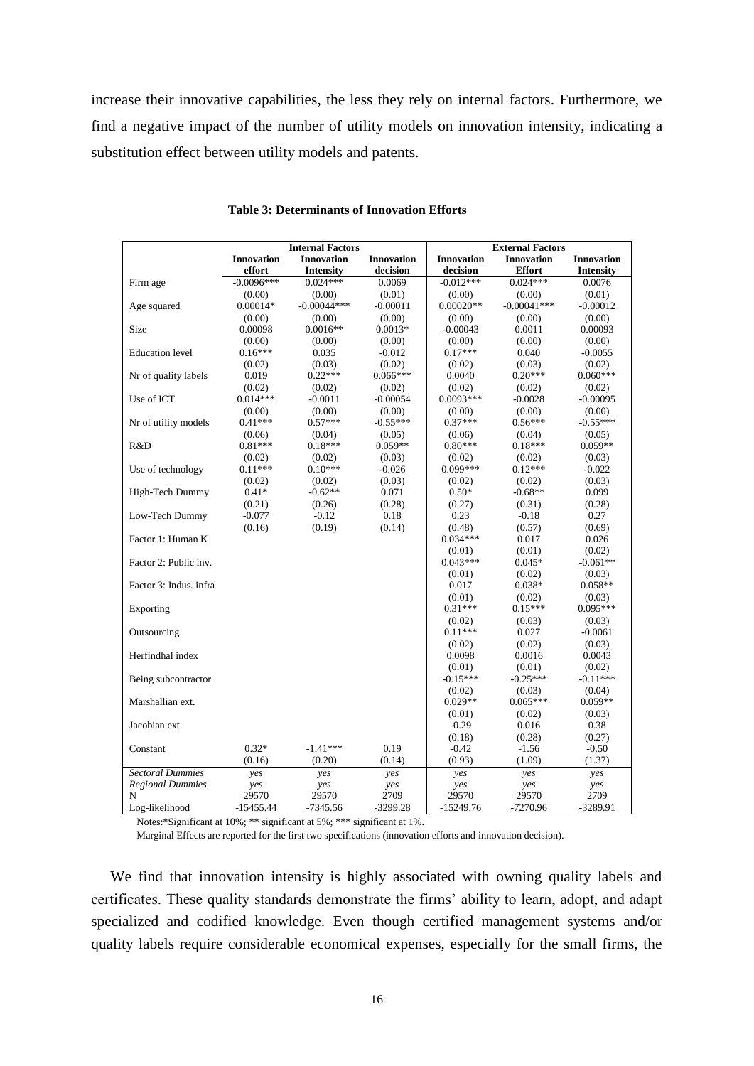increase their innovative capabilities, the less they rely on internal factors. Furthermore, we find a negative impact of the number of utility models on innovation intensity, indicating a substitution effect between utility models and patents.

**Table 3: Determinants of Innovation Efforts**

| | Internal Factors | | | External Factors | | |
|---|---|---|---|---|---|---|
| | **Innovation effort** | **Innovation Intensity** | **Innovation decision** | **Innovation decision** | **Innovation Effort** | **Innovation Intensity** |
| Firm age | -0.0096*** | 0.024*** | 0.0069 | -0.012*** | 0.024*** | 0.0076 |
| | (0.00) | (0.00) | (0.01) | (0.00) | (0.00) | (0.01) |
| Age squared | 0.00014* | -0.00044*** | -0.00011 | 0.00020** | -0.00041*** | -0.00012 |
| | (0.00) | (0.00) | (0.00) | (0.00) | (0.00) | (0.00) |
| Size | 0.00098 | 0.0016** | 0.0013* | -0.00043 | 0.0011 | 0.00093 |
| | (0.00) | (0.00) | (0.00) | (0.00) | (0.00) | (0.00) |
| Education level | 0.16*** | 0.035 | -0.012 | 0.17*** | 0.040 | -0.0055 |
| | (0.02) | (0.03) | (0.02) | (0.02) | (0.03) | (0.02) |
| Nr of quality labels | 0.019 | 0.22*** | 0.066*** | 0.0040 | 0.20*** | 0.060*** |
| | (0.02) | (0.02) | (0.02) | (0.02) | (0.02) | (0.02) |
| Use of ICT | 0.014*** | -0.0011 | -0.00054 | 0.0093*** | -0.0028 | -0.00095 |
| | (0.00) | (0.00) | (0.00) | (0.00) | (0.00) | (0.00) |
| Nr of utility models | 0.41*** | 0.57*** | -0.55*** | 0.37*** | 0.56*** | -0.55*** |
| | (0.06) | (0.04) | (0.05) | (0.06) | (0.04) | (0.05) |
| R&D | 0.81*** | 0.18*** | 0.059** | 0.80*** | 0.18*** | 0.059** |
| | (0.02) | (0.02) | (0.03) | (0.02) | (0.02) | (0.03) |
| Use of technology | 0.11*** | 0.10*** | -0.026 | 0.099*** | 0.12*** | -0.022 |
| | (0.02) | (0.02) | (0.03) | (0.02) | (0.02) | (0.03) |
| High-Tech Dummy | 0.41* | -0.62** | 0.071 | 0.50* | -0.68** | 0.099 |
| | (0.21) | (0.26) | (0.28) | (0.27) | (0.31) | (0.28) |
| Low-Tech Dummy | -0.077 | -0.12 | 0.18 | 0.23 | -0.18 | 0.27 |
| | (0.16) | (0.19) | (0.14) | (0.48) | (0.57) | (0.69) |
| Factor 1: Human K | | | | 0.034*** | 0.017 | 0.026 |
| | | | | (0.01) | (0.01) | (0.02) |
| Factor 2: Public inv. | | | | 0.043*** | 0.045* | -0.061** |
| | | | | (0.01) | (0.02) | (0.03) |
| Factor 3: Indus. infra | | | | 0.017 | 0.038* | 0.058** |
| | | | | (0.01) | (0.02) | (0.03) |
| Exporting | | | | 0.31*** | 0.15*** | 0.095*** |
| | | | | (0.02) | (0.03) | (0.03) |
| Outsourcing | | | | 0.11*** | 0.027 | -0.0061 |
| | | | | (0.02) | (0.02) | (0.03) |
| Herfindhal index | | | | 0.0098 | 0.0016 | 0.0043 |
| | | | | (0.01) | (0.01) | (0.02) |
| Being subcontractor | | | | -0.15*** | -0.25*** | -0.11*** |
| | | | | (0.02) | (0.03) | (0.04) |
| Marshallian ext. | | | | 0.029** | 0.065*** | 0.059** |
| | | | | (0.01) | (0.02) | (0.03) |
| Jacobian ext. | | | | -0.29 | 0.016 | 0.38 |
| | | | | (0.18) | (0.28) | (0.27) |
| Constant | 0.32* | -1.41*** | 0.19 | -0.42 | -1.56 | -0.50 |
| | (0.16) | (0.20) | (0.14) | (0.93) | (1.09) | (1.37) |
| *Sectoral Dummies* | *yes* | *yes* | *yes* | *yes* | *yes* | *yes* |
| *Regional Dummies* | *yes* | *yes* | *yes* | *yes* | *yes* | *yes* |
| N | 29570 | 29570 | 2709 | 29570 | 29570 | 2709 |
| Log-likelihood | -15455.44 | -7345.56 | -3299.28 | -15249.76 | -7270.96 | -3289.91 |

Notes:*Significant at 10%; ** significant at 5%; *** significant at 1%.

Marginal Effects are reported for the first two specifications (innovation efforts and innovation decision).

We find that innovation intensity is highly associated with owning quality labels and certificates. These quality standards demonstrate the firms' ability to learn, adopt, and adapt specialized and codified knowledge. Even though certified management systems and/or quality labels require considerable economical expenses, especially for the small firms, the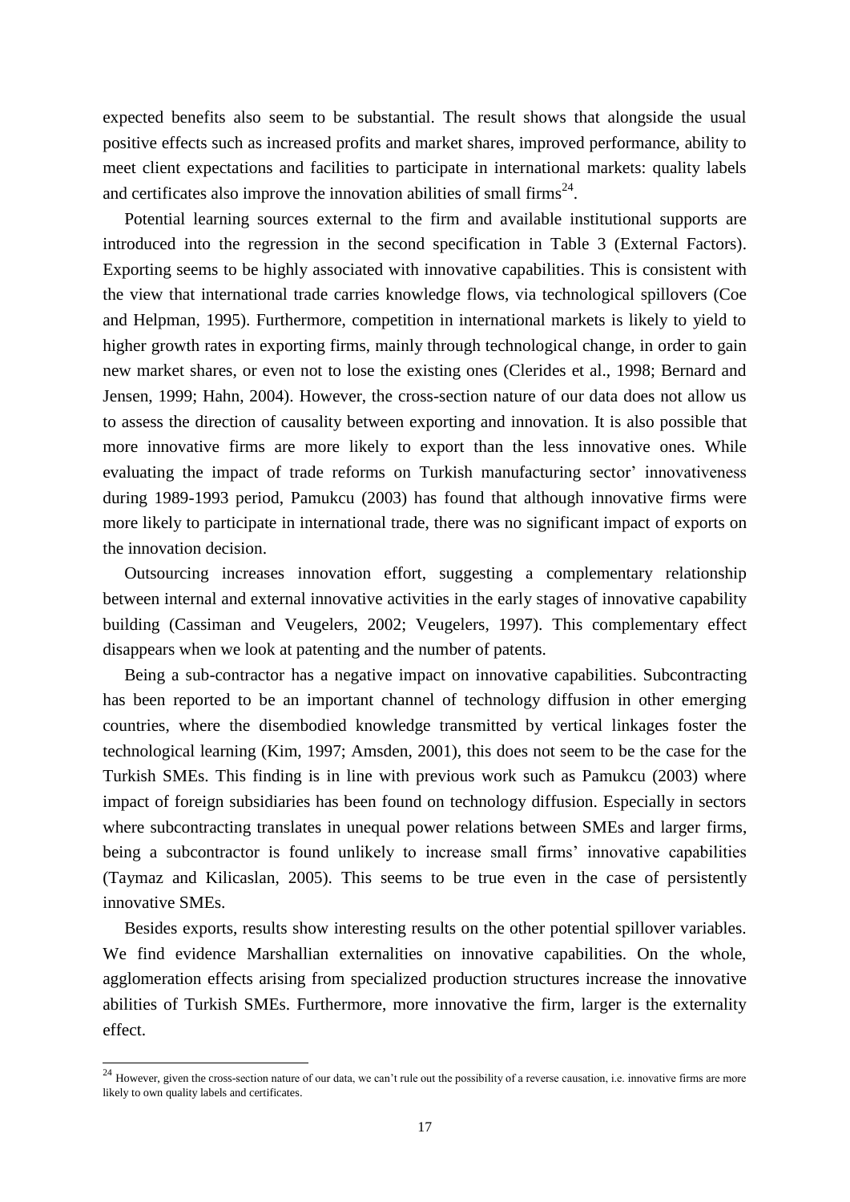expected benefits also seem to be substantial. The result shows that alongside the usual positive effects such as increased profits and market shares, improved performance, ability to meet client expectations and facilities to participate in international markets: quality labels and certificates also improve the innovation abilities of small firms[24].

Potential learning sources external to the firm and available institutional supports are introduced into the regression in the second specification in Table 3 (External Factors). Exporting seems to be highly associated with innovative capabilities. This is consistent with the view that international trade carries knowledge flows, via technological spillovers (Coe and Helpman, 1995). Furthermore, competition in international markets is likely to yield to higher growth rates in exporting firms, mainly through technological change, in order to gain new market shares, or even not to lose the existing ones (Clerides et al., 1998; Bernard and Jensen, 1999; Hahn, 2004). However, the cross-section nature of our data does not allow us to assess the direction of causality between exporting and innovation. It is also possible that more innovative firms are more likely to export than the less innovative ones. While evaluating the impact of trade reforms on Turkish manufacturing sector' innovativeness during 1989-1993 period, Pamukcu (2003) has found that although innovative firms were more likely to participate in international trade, there was no significant impact of exports on the innovation decision.

Outsourcing increases innovation effort, suggesting a complementary relationship between internal and external innovative activities in the early stages of innovative capability building (Cassiman and Veugelers, 2002; Veugelers, 1997). This complementary effect disappears when we look at patenting and the number of patents.

Being a sub-contractor has a negative impact on innovative capabilities. Subcontracting has been reported to be an important channel of technology diffusion in other emerging countries, where the disembodied knowledge transmitted by vertical linkages foster the technological learning (Kim, 1997; Amsden, 2001), this does not seem to be the case for the Turkish SMEs. This finding is in line with previous work such as Pamukcu (2003) where impact of foreign subsidiaries has been found on technology diffusion. Especially in sectors where subcontracting translates in unequal power relations between SMEs and larger firms, being a subcontractor is found unlikely to increase small firms' innovative capabilities (Taymaz and Kilicaslan, 2005). This seems to be true even in the case of persistently innovative SMEs.

Besides exports, results show interesting results on the other potential spillover variables. We find evidence Marshallian externalities on innovative capabilities. On the whole, agglomeration effects arising from specialized production structures increase the innovative abilities of Turkish SMEs. Furthermore, more innovative the firm, larger is the externality effect.

---

[24] However, given the cross-section nature of our data, we can't rule out the possibility of a reverse causation, i.e. innovative firms are more likely to own quality labels and certificates.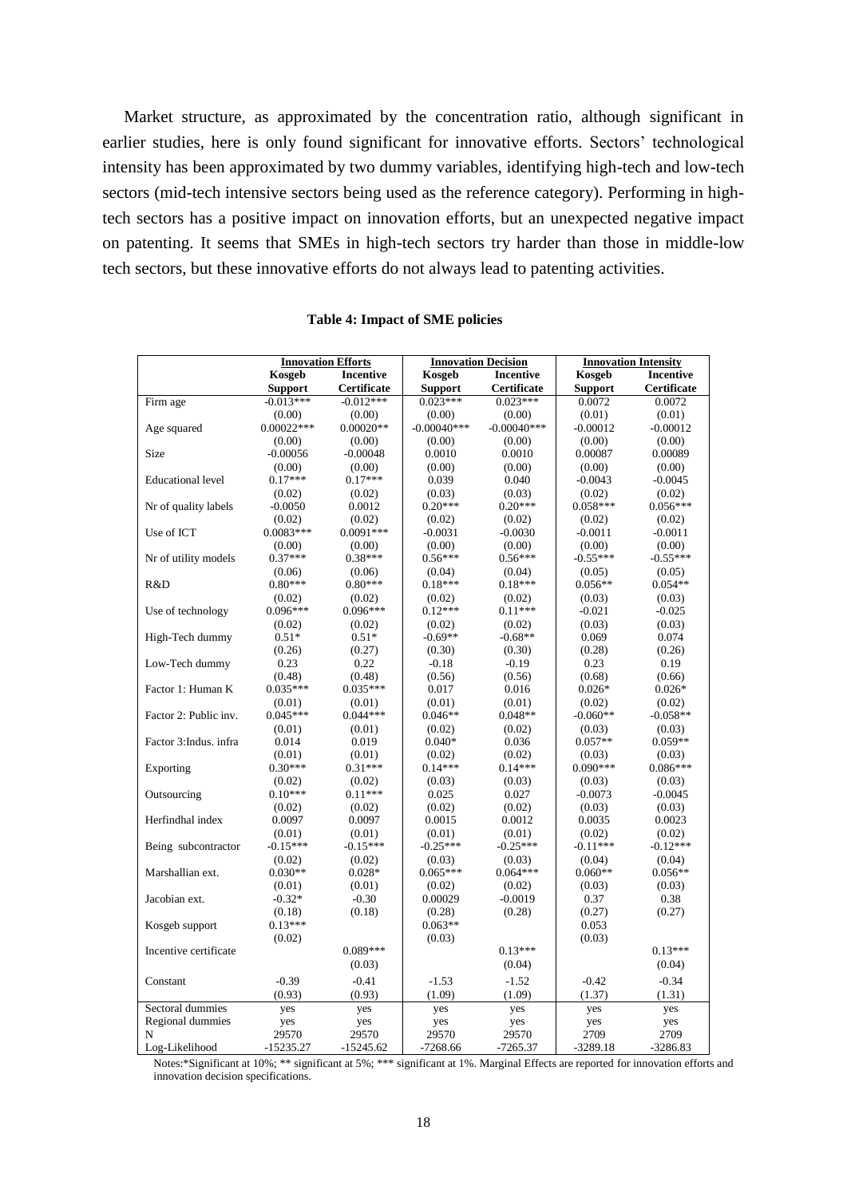Market structure, as approximated by the concentration ratio, although significant in earlier studies, here is only found significant for innovative efforts. Sectors' technological intensity has been approximated by two dummy variables, identifying high-tech and low-tech sectors (mid-tech intensive sectors being used as the reference category). Performing in high-tech sectors has a positive impact on innovation efforts, but an unexpected negative impact on patenting. It seems that SMEs in high-tech sectors try harder than those in middle-low tech sectors, but these innovative efforts do not always lead to patenting activities.

**Table 4: Impact of SME policies**

| | Innovation Efforts | | Innovation Decision | | Innovation Intensity | |
|---|---|---|---|---|---|---|
| | **Kosgeb Support** | **Incentive Certificate** | **Kosgeb Support** | **Incentive Certificate** | **Kosgeb Support** | **Incentive Certificate** |
| Firm age | -0.013*** | -0.012*** | 0.023*** | 0.023*** | 0.0072 | 0.0072 |
| | (0.00) | (0.00) | (0.00) | (0.00) | (0.01) | (0.01) |
| Age squared | 0.00022*** | 0.00020** | -0.00040*** | -0.00040*** | -0.00012 | -0.00012 |
| | (0.00) | (0.00) | (0.00) | (0.00) | (0.00) | (0.00) |
| Size | -0.00056 | -0.00048 | 0.0010 | 0.0010 | 0.00087 | 0.00089 |
| | (0.00) | (0.00) | (0.00) | (0.00) | (0.00) | (0.00) |
| Educational level | 0.17*** | 0.17*** | 0.039 | 0.040 | -0.0043 | -0.0045 |
| | (0.02) | (0.02) | (0.03) | (0.03) | (0.02) | (0.02) |
| Nr of quality labels | -0.0050 | 0.0012 | 0.20*** | 0.20*** | 0.058*** | 0.056*** |
| | (0.02) | (0.02) | (0.02) | (0.02) | (0.02) | (0.02) |
| Use of ICT | 0.0083*** | 0.0091*** | -0.0031 | -0.0030 | -0.0011 | -0.0011 |
| | (0.00) | (0.00) | (0.00) | (0.00) | (0.00) | (0.00) |
| Nr of utility models | 0.37*** | 0.38*** | 0.56*** | 0.56*** | -0.55*** | -0.55*** |
| | (0.06) | (0.06) | (0.04) | (0.04) | (0.05) | (0.05) |
| R&D | 0.80*** | 0.80*** | 0.18*** | 0.18*** | 0.056** | 0.054** |
| | (0.02) | (0.02) | (0.02) | (0.02) | (0.03) | (0.03) |
| Use of technology | 0.096*** | 0.096*** | 0.12*** | 0.11*** | -0.021 | -0.025 |
| | (0.02) | (0.02) | (0.02) | (0.02) | (0.03) | (0.03) |
| High-Tech dummy | 0.51* | 0.51* | -0.69** | -0.68** | 0.069 | 0.074 |
| | (0.26) | (0.27) | (0.30) | (0.30) | (0.28) | (0.26) |
| Low-Tech dummy | 0.23 | 0.22 | -0.18 | -0.19 | 0.23 | 0.19 |
| | (0.48) | (0.48) | (0.56) | (0.56) | (0.68) | (0.66) |
| Factor 1: Human K | 0.035*** | 0.035*** | 0.017 | 0.016 | 0.026* | 0.026* |
| | (0.01) | (0.01) | (0.01) | (0.01) | (0.02) | (0.02) |
| Factor 2: Public inv. | 0.045*** | 0.044*** | 0.046** | 0.048** | -0.060** | -0.058** |
| | (0.01) | (0.01) | (0.02) | (0.02) | (0.03) | (0.03) |
| Factor 3:Indus. infra | 0.014 | 0.019 | 0.040* | 0.036 | 0.057** | 0.059** |
| | (0.01) | (0.01) | (0.02) | (0.02) | (0.03) | (0.03) |
| Exporting | 0.30*** | 0.31*** | 0.14*** | 0.14*** | 0.090*** | 0.086*** |
| | (0.02) | (0.02) | (0.03) | (0.03) | (0.03) | (0.03) |
| Outsourcing | 0.10*** | 0.11*** | 0.025 | 0.027 | -0.0073 | -0.0045 |
| | (0.02) | (0.02) | (0.02) | (0.02) | (0.03) | (0.03) |
| Herfindhal index | 0.0097 | 0.0097 | 0.0015 | 0.0012 | 0.0035 | 0.0023 |
| | (0.01) | (0.01) | (0.01) | (0.01) | (0.02) | (0.02) |
| Being subcontractor | -0.15*** | -0.15*** | -0.25*** | -0.25*** | -0.11*** | -0.12*** |
| | (0.02) | (0.02) | (0.03) | (0.03) | (0.04) | (0.04) |
| Marshallian ext. | 0.030** | 0.028* | 0.065*** | 0.064*** | 0.060** | 0.056** |
| | (0.01) | (0.01) | (0.02) | (0.02) | (0.03) | (0.03) |
| Jacobian ext. | -0.32* | -0.30 | 0.00029 | -0.0019 | 0.37 | 0.38 |
| | (0.18) | (0.18) | (0.28) | (0.28) | (0.27) | (0.27) |
| Kosgeb support | 0.13*** | | 0.063** | | 0.053 | |
| | (0.02) | | (0.03) | | (0.03) | |
| Incentive certificate | | 0.089*** | | 0.13*** | | 0.13*** |
| | | (0.03) | | (0.04) | | (0.04) |
| Constant | -0.39 | -0.41 | -1.53 | -1.52 | -0.42 | -0.34 |
| | (0.93) | (0.93) | (1.09) | (1.09) | (1.37) | (1.31) |
| Sectoral dummies | yes | yes | yes | yes | yes | yes |
| Regional dummies | yes | yes | yes | yes | yes | yes |
| N | 29570 | 29570 | 29570 | 29570 | 2709 | 2709 |
| Log-Likelihood | -15235.27 | -15245.62 | -7268.66 | -7265.37 | -3289.18 | -3286.83 |

Notes:*Significant at 10%; ** significant at 5%; *** significant at 1%. Marginal Effects are reported for innovation efforts and innovation decision specifications.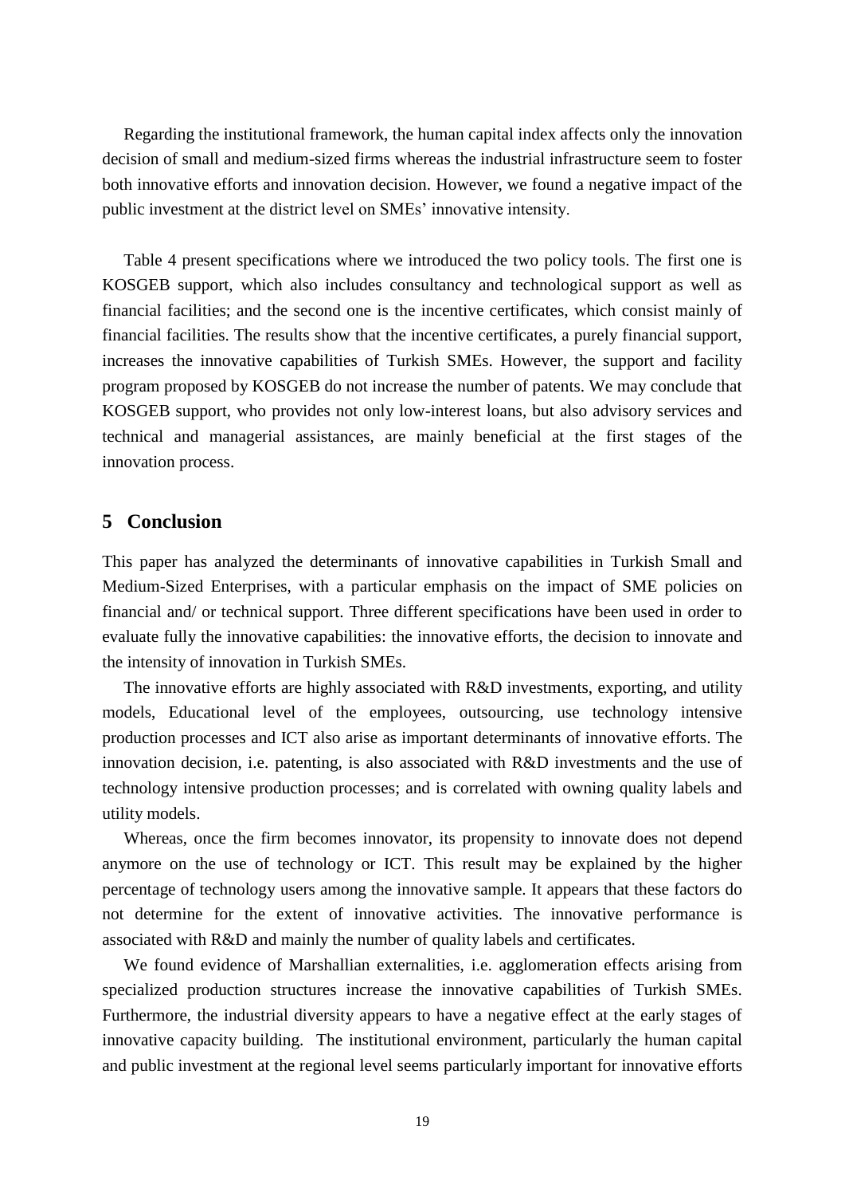Regarding the institutional framework, the human capital index affects only the innovation decision of small and medium-sized firms whereas the industrial infrastructure seem to foster both innovative efforts and innovation decision. However, we found a negative impact of the public investment at the district level on SMEs' innovative intensity.

Table 4 present specifications where we introduced the two policy tools. The first one is KOSGEB support, which also includes consultancy and technological support as well as financial facilities; and the second one is the incentive certificates, which consist mainly of financial facilities. The results show that the incentive certificates, a purely financial support, increases the innovative capabilities of Turkish SMEs. However, the support and facility program proposed by KOSGEB do not increase the number of patents. We may conclude that KOSGEB support, who provides not only low-interest loans, but also advisory services and technical and managerial assistances, are mainly beneficial at the first stages of the innovation process.

## 5 Conclusion

This paper has analyzed the determinants of innovative capabilities in Turkish Small and Medium-Sized Enterprises, with a particular emphasis on the impact of SME policies on financial and/ or technical support. Three different specifications have been used in order to evaluate fully the innovative capabilities: the innovative efforts, the decision to innovate and the intensity of innovation in Turkish SMEs.

The innovative efforts are highly associated with R&D investments, exporting, and utility models, Educational level of the employees, outsourcing, use technology intensive production processes and ICT also arise as important determinants of innovative efforts. The innovation decision, i.e. patenting, is also associated with R&D investments and the use of technology intensive production processes; and is correlated with owning quality labels and utility models.

Whereas, once the firm becomes innovator, its propensity to innovate does not depend anymore on the use of technology or ICT. This result may be explained by the higher percentage of technology users among the innovative sample. It appears that these factors do not determine for the extent of innovative activities. The innovative performance is associated with R&D and mainly the number of quality labels and certificates.

We found evidence of Marshallian externalities, i.e. agglomeration effects arising from specialized production structures increase the innovative capabilities of Turkish SMEs. Furthermore, the industrial diversity appears to have a negative effect at the early stages of innovative capacity building. The institutional environment, particularly the human capital and public investment at the regional level seems particularly important for innovative efforts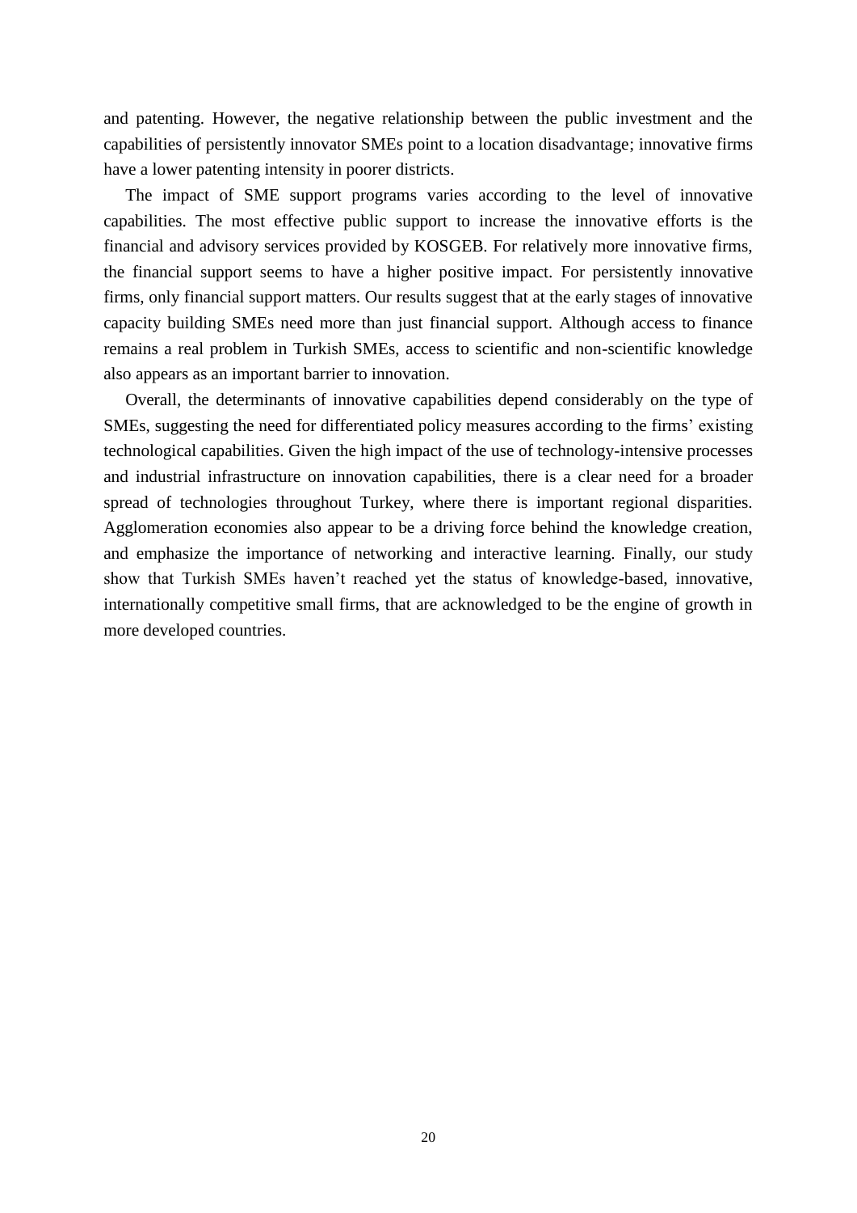and patenting. However, the negative relationship between the public investment and the capabilities of persistently innovator SMEs point to a location disadvantage; innovative firms have a lower patenting intensity in poorer districts.

The impact of SME support programs varies according to the level of innovative capabilities. The most effective public support to increase the innovative efforts is the financial and advisory services provided by KOSGEB. For relatively more innovative firms, the financial support seems to have a higher positive impact. For persistently innovative firms, only financial support matters. Our results suggest that at the early stages of innovative capacity building SMEs need more than just financial support. Although access to finance remains a real problem in Turkish SMEs, access to scientific and non-scientific knowledge also appears as an important barrier to innovation.

Overall, the determinants of innovative capabilities depend considerably on the type of SMEs, suggesting the need for differentiated policy measures according to the firms' existing technological capabilities. Given the high impact of the use of technology-intensive processes and industrial infrastructure on innovation capabilities, there is a clear need for a broader spread of technologies throughout Turkey, where there is important regional disparities. Agglomeration economies also appear to be a driving force behind the knowledge creation, and emphasize the importance of networking and interactive learning. Finally, our study show that Turkish SMEs haven't reached yet the status of knowledge-based, innovative, internationally competitive small firms, that are acknowledged to be the engine of growth in more developed countries.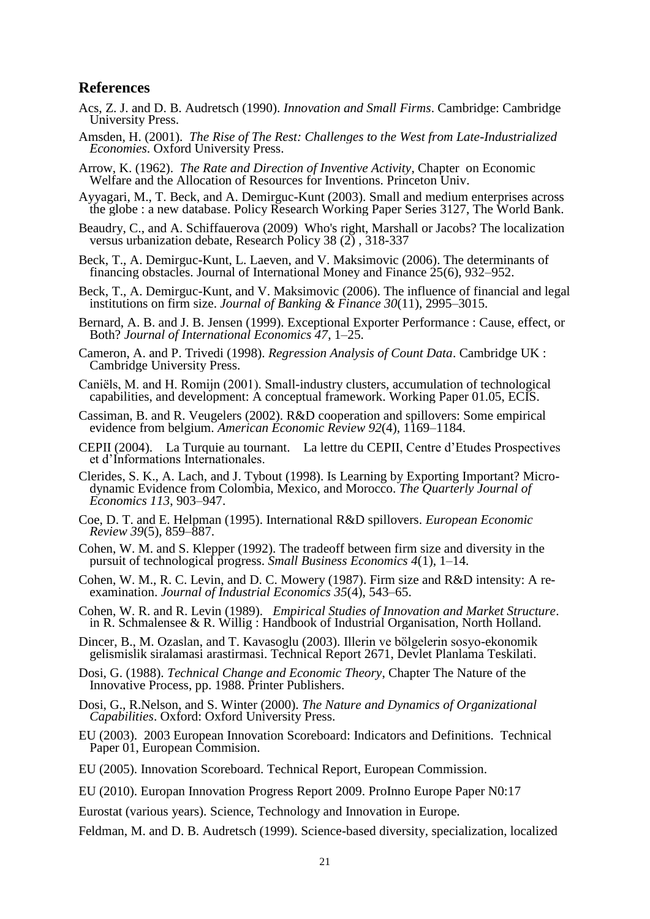## References

Acs, Z. J. and D. B. Audretsch (1990). *Innovation and Small Firms*. Cambridge: Cambridge University Press.

Amsden, H. (2001). *The Rise of The Rest: Challenges to the West from Late-Industrialized Economies*. Oxford University Press.

Arrow, K. (1962). *The Rate and Direction of Inventive Activity*, Chapter on Economic Welfare and the Allocation of Resources for Inventions. Princeton Univ.

Ayyagari, M., T. Beck, and A. Demirguc-Kunt (2003). Small and medium enterprises across the globe : a new database. Policy Research Working Paper Series 3127, The World Bank.

Beaudry, C., and A. Schiffauerova (2009) Who's right, Marshall or Jacobs? The localization versus urbanization debate, Research Policy 38 (2) , 318-337

Beck, T., A. Demirguc-Kunt, L. Laeven, and V. Maksimovic (2006). The determinants of financing obstacles. Journal of International Money and Finance 25(6), 932–952.

Beck, T., A. Demirguc-Kunt, and V. Maksimovic (2006). The influence of financial and legal institutions on firm size. *Journal of Banking & Finance 30*(11), 2995–3015.

Bernard, A. B. and J. B. Jensen (1999). Exceptional Exporter Performance : Cause, effect, or Both? *Journal of International Economics 47*, 1–25.

Cameron, A. and P. Trivedi (1998). *Regression Analysis of Count Data*. Cambridge UK : Cambridge University Press.

Caniëls, M. and H. Romijn (2001). Small-industry clusters, accumulation of technological capabilities, and development: A conceptual framework. Working Paper 01.05, ECIS.

Cassiman, B. and R. Veugelers (2002). R&D cooperation and spillovers: Some empirical evidence from belgium. *American Economic Review 92*(4), 1169–1184.

CEPII (2004). La Turquie au tournant. La lettre du CEPII, Centre d'Etudes Prospectives et d'Informations Internationales.

Clerides, S. K., A. Lach, and J. Tybout (1998). Is Learning by Exporting Important? Micro-dynamic Evidence from Colombia, Mexico, and Morocco. *The Quarterly Journal of Economics 113*, 903–947.

Coe, D. T. and E. Helpman (1995). International R&D spillovers. *European Economic Review 39*(5), 859–887.

Cohen, W. M. and S. Klepper (1992). The tradeoff between firm size and diversity in the pursuit of technological progress. *Small Business Economics 4*(1), 1–14.

Cohen, W. M., R. C. Levin, and D. C. Mowery (1987). Firm size and R&D intensity: A re-examination. *Journal of Industrial Economics 35*(4), 543–65.

Cohen, W. R. and R. Levin (1989). *Empirical Studies of Innovation and Market Structure*. in R. Schmalensee & R. Willig : Handbook of Industrial Organisation, North Holland.

Dincer, B., M. Ozaslan, and T. Kavasoglu (2003). Illerin ve bölgelerin sosyo-ekonomik gelismislik siralamasi arastirmasi. Technical Report 2671, Devlet Planlama Teskilati.

Dosi, G. (1988). *Technical Change and Economic Theory*, Chapter The Nature of the Innovative Process, pp. 1988. Printer Publishers.

Dosi, G., R.Nelson, and S. Winter (2000). *The Nature and Dynamics of Organizational Capabilities*. Oxford: Oxford University Press.

EU (2003). 2003 European Innovation Scoreboard: Indicators and Definitions. Technical Paper 01, European Commision.

EU (2005). Innovation Scoreboard. Technical Report, European Commission.

EU (2010). Europan Innovation Progress Report 2009. ProInno Europe Paper N0:17

Eurostat (various years). Science, Technology and Innovation in Europe.

Feldman, M. and D. B. Audretsch (1999). Science-based diversity, specialization, localized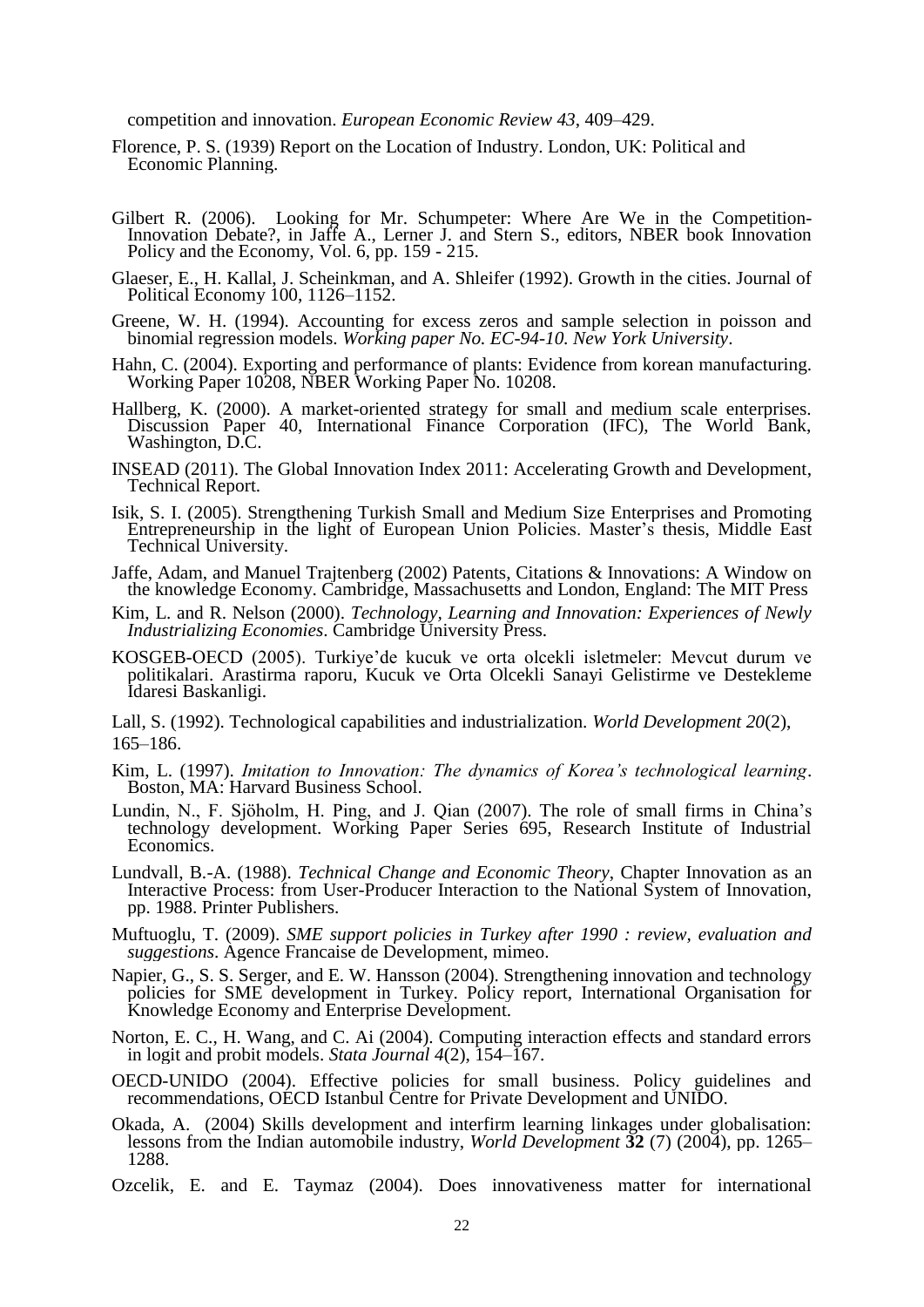competition and innovation. *European Economic Review 43*, 409–429.

Florence, P. S. (1939) Report on the Location of Industry. London, UK: Political and Economic Planning.

Gilbert R. (2006). Looking for Mr. Schumpeter: Where Are We in the Competition-Innovation Debate?, in Jaffe A., Lerner J. and Stern S., editors, NBER book Innovation Policy and the Economy, Vol. 6, pp. 159 - 215.

Glaeser, E., H. Kallal, J. Scheinkman, and A. Shleifer (1992). Growth in the cities. Journal of Political Economy 100, 1126–1152.

Greene, W. H. (1994). Accounting for excess zeros and sample selection in poisson and binomial regression models. *Working paper No. EC-94-10. New York University*.

Hahn, C. (2004). Exporting and performance of plants: Evidence from korean manufacturing. Working Paper 10208, NBER Working Paper No. 10208.

Hallberg, K. (2000). A market-oriented strategy for small and medium scale enterprises. Discussion Paper 40, International Finance Corporation (IFC), The World Bank, Washington, D.C.

INSEAD (2011). The Global Innovation Index 2011: Accelerating Growth and Development, Technical Report.

Isik, S. I. (2005). Strengthening Turkish Small and Medium Size Enterprises and Promoting Entrepreneurship in the light of European Union Policies. Master's thesis, Middle East Technical University.

Jaffe, Adam, and Manuel Trajtenberg (2002) Patents, Citations & Innovations: A Window on the knowledge Economy. Cambridge, Massachusetts and London, England: The MIT Press

Kim, L. and R. Nelson (2000). *Technology, Learning and Innovation: Experiences of Newly Industrializing Economies*. Cambridge University Press.

KOSGEB-OECD (2005). Turkiye'de kucuk ve orta olcekli isletmeler: Mevcut durum ve politikalari. Arastirma raporu, Kucuk ve Orta Olcekli Sanayi Gelistirme ve Destekleme Idaresi Baskanligi.

Lall, S. (1992). Technological capabilities and industrialization. *World Development 20*(2), 165–186.

Kim, L. (1997). *Imitation to Innovation: The dynamics of Korea's technological learning*. Boston, MA: Harvard Business School.

Lundin, N., F. Sjöholm, H. Ping, and J. Qian (2007). The role of small firms in China's technology development. Working Paper Series 695, Research Institute of Industrial Economics.

Lundvall, B.-A. (1988). *Technical Change and Economic Theory*, Chapter Innovation as an Interactive Process: from User-Producer Interaction to the National System of Innovation, pp. 1988. Printer Publishers.

Muftuoglu, T. (2009). *SME support policies in Turkey after 1990 : review, evaluation and suggestions*. Agence Francaise de Development, mimeo.

Napier, G., S. S. Serger, and E. W. Hansson (2004). Strengthening innovation and technology policies for SME development in Turkey. Policy report, International Organisation for Knowledge Economy and Enterprise Development.

Norton, E. C., H. Wang, and C. Ai (2004). Computing interaction effects and standard errors in logit and probit models. *Stata Journal 4*(2), 154–167.

OECD-UNIDO (2004). Effective policies for small business. Policy guidelines and recommendations, OECD Istanbul Centre for Private Development and UNIDO.

Okada, A. (2004) Skills development and interfirm learning linkages under globalisation: lessons from the Indian automobile industry, *World Development* **32** (7) (2004), pp. 1265–1288.

Ozcelik, E. and E. Taymaz (2004). Does innovativeness matter for international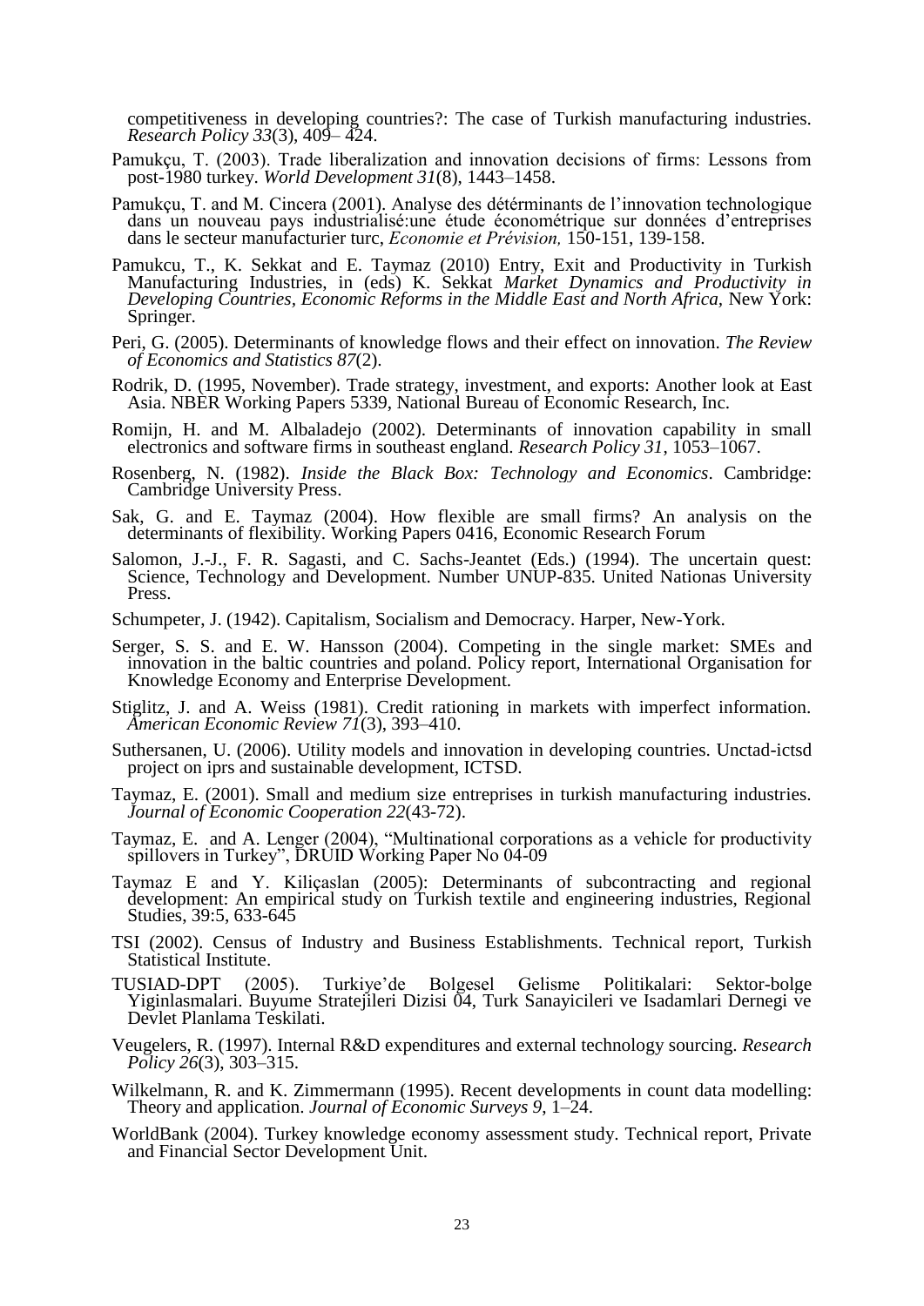competitiveness in developing countries?: The case of Turkish manufacturing industries. *Research Policy 33*(3), 409– 424.

Pamukçu, T. (2003). Trade liberalization and innovation decisions of firms: Lessons from post-1980 turkey. *World Development 31*(8), 1443–1458.

Pamukçu, T. and M. Cincera (2001). Analyse des détérminants de l'innovation technologique dans un nouveau pays industrialisé:une étude économétrique sur données d'entreprises dans le secteur manufacturier turc, *Economie et Prévision,* 150-151, 139-158.

Pamukcu, T., K. Sekkat and E. Taymaz (2010) Entry, Exit and Productivity in Turkish Manufacturing Industries, in (eds) K. Sekkat *Market Dynamics and Productivity in Developing Countries, Economic Reforms in the Middle East and North Africa,* New York: Springer.

Peri, G. (2005). Determinants of knowledge flows and their effect on innovation. *The Review of Economics and Statistics 87*(2).

Rodrik, D. (1995, November). Trade strategy, investment, and exports: Another look at East Asia. NBER Working Papers 5339, National Bureau of Economic Research, Inc.

Romijn, H. and M. Albaladejo (2002). Determinants of innovation capability in small electronics and software firms in southeast england. *Research Policy 31*, 1053–1067.

Rosenberg, N. (1982). *Inside the Black Box: Technology and Economics*. Cambridge: Cambridge University Press.

Sak, G. and E. Taymaz (2004). How flexible are small firms? An analysis on the determinants of flexibility. Working Papers 0416, Economic Research Forum

Salomon, J.-J., F. R. Sagasti, and C. Sachs-Jeantet (Eds.) (1994). The uncertain quest: Science, Technology and Development. Number UNUP-835. United Nationas University Press.

Schumpeter, J. (1942). Capitalism, Socialism and Democracy. Harper, New-York.

Serger, S. S. and E. W. Hansson (2004). Competing in the single market: SMEs and innovation in the baltic countries and poland. Policy report, International Organisation for Knowledge Economy and Enterprise Development.

Stiglitz, J. and A. Weiss (1981). Credit rationing in markets with imperfect information. *American Economic Review 71*(3), 393–410.

Suthersanen, U. (2006). Utility models and innovation in developing countries. Unctad-ictsd project on iprs and sustainable development, ICTSD.

Taymaz, E. (2001). Small and medium size entreprises in turkish manufacturing industries. *Journal of Economic Cooperation 22*(43-72).

Taymaz, E. and A. Lenger (2004), "Multinational corporations as a vehicle for productivity spillovers in Turkey", DRUID Working Paper No 04-09

Taymaz E and Y. Kiliçaslan (2005): Determinants of subcontracting and regional development: An empirical study on Turkish textile and engineering industries, Regional Studies, 39:5, 633-645

TSI (2002). Census of Industry and Business Establishments. Technical report, Turkish Statistical Institute.

TUSIAD-DPT (2005). Turkiye'de Bolgesel Gelisme Politikalari: Sektor-bolge Yiginlasmalari. Buyume Stratejileri Dizisi 04, Turk Sanayicileri ve Isadamlari Dernegi ve Devlet Planlama Teskilati.

Veugelers, R. (1997). Internal R&D expenditures and external technology sourcing. *Research Policy 26*(3), 303–315.

Wilkelmann, R. and K. Zimmermann (1995). Recent developments in count data modelling: Theory and application. *Journal of Economic Surveys 9*, 1–24.

WorldBank (2004). Turkey knowledge economy assessment study. Technical report, Private and Financial Sector Development Unit.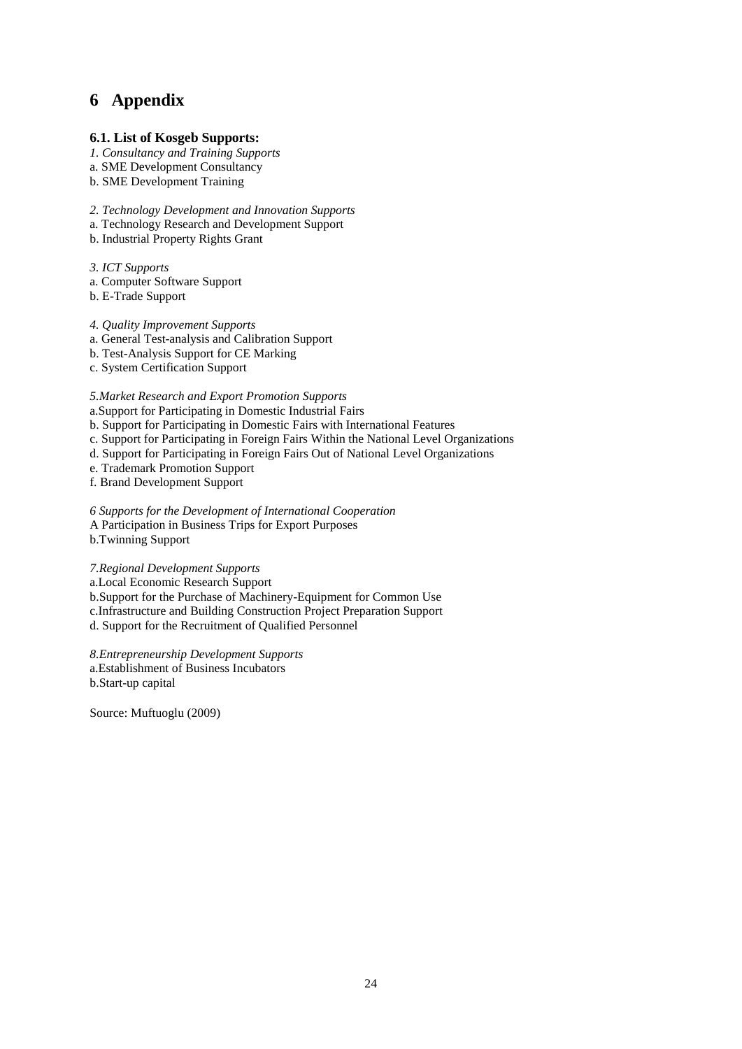# 6 Appendix

### 6.1. List of Kosgeb Supports:

*1. Consultancy and Training Supports*
a. SME Development Consultancy
b. SME Development Training

*2. Technology Development and Innovation Supports*
a. Technology Research and Development Support
b. Industrial Property Rights Grant

*3. ICT Supports*
a. Computer Software Support
b. E-Trade Support

*4. Quality Improvement Supports*
a. General Test-analysis and Calibration Support
b. Test-Analysis Support for CE Marking
c. System Certification Support

*5.Market Research and Export Promotion Supports*
a.Support for Participating in Domestic Industrial Fairs
b. Support for Participating in Domestic Fairs with International Features
c. Support for Participating in Foreign Fairs Within the National Level Organizations
d. Support for Participating in Foreign Fairs Out of National Level Organizations
e. Trademark Promotion Support
f. Brand Development Support

*6 Supports for the Development of International Cooperation*
A Participation in Business Trips for Export Purposes
b.Twinning Support

*7.Regional Development Supports*
a.Local Economic Research Support
b.Support for the Purchase of Machinery-Equipment for Common Use
c.Infrastructure and Building Construction Project Preparation Support
d. Support for the Recruitment of Qualified Personnel

*8.Entrepreneurship Development Supports*
a.Establishment of Business Incubators
b.Start-up capital

Source: Muftuoglu (2009)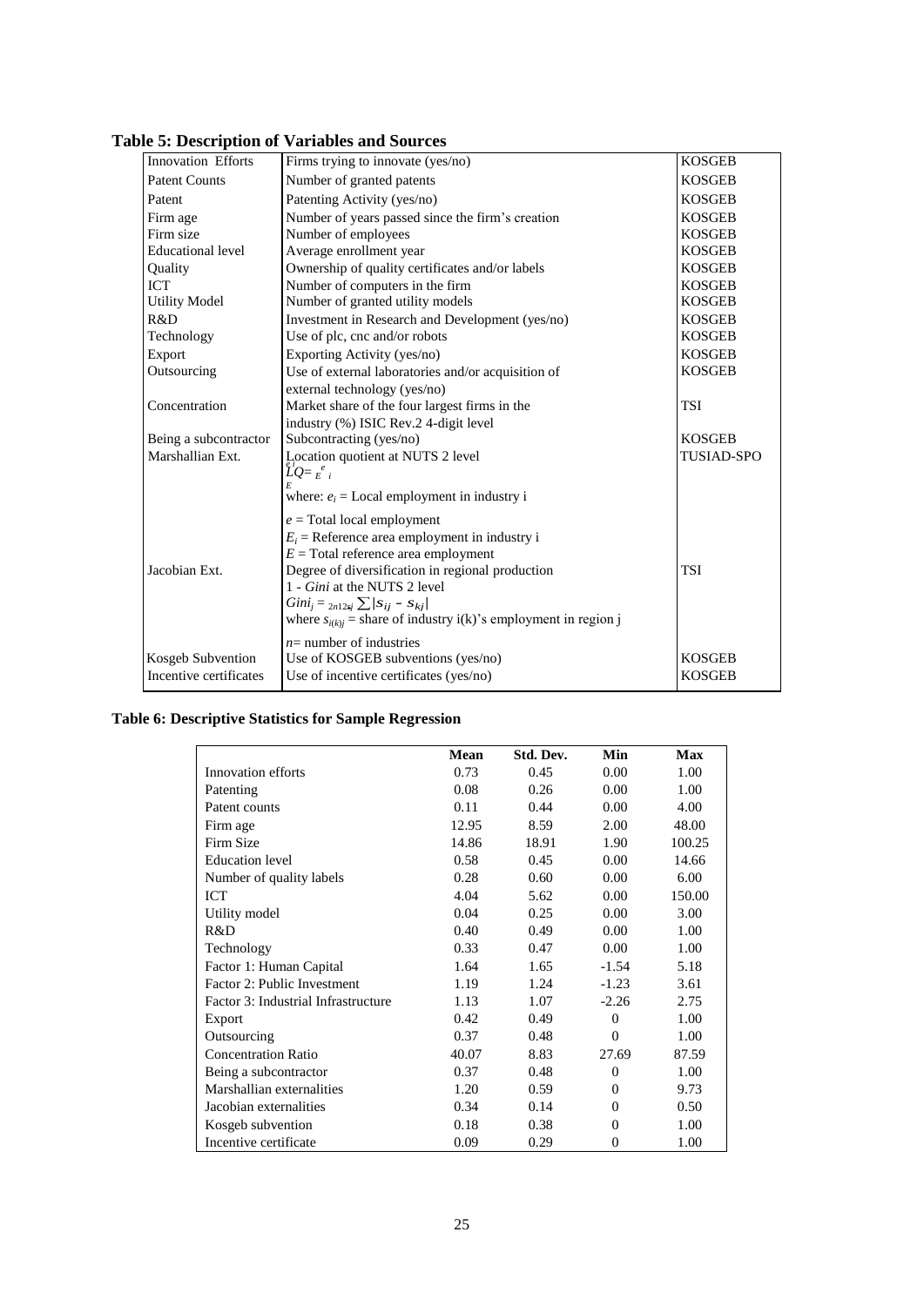**Table 5: Description of Variables and Sources**

| | | |
|---|---|---|
| Innovation Efforts | Firms trying to innovate (yes/no) | KOSGEB |
| Patent Counts | Number of granted patents | KOSGEB |
| Patent | Patenting Activity (yes/no) | KOSGEB |
| Firm age | Number of years passed since the firm's creation | KOSGEB |
| Firm size | Number of employees | KOSGEB |
| Educational level | Average enrollment year | KOSGEB |
| Quality | Ownership of quality certificates and/or labels | KOSGEB |
| ICT | Number of computers in the firm | KOSGEB |
| Utility Model | Number of granted utility models | KOSGEB |
| R&D | Investment in Research and Development (yes/no) | KOSGEB |
| Technology | Use of plc, cnc and/or robots | KOSGEB |
| Export | Exporting Activity (yes/no) | KOSGEB |
| Outsourcing | Use of external laboratories and/or acquisition of external technology (yes/no) | KOSGEB |
| Concentration | Market share of the four largest firms in the industry (%) ISIC Rev.2 4-digit level | TSI |
| Being a subcontractor | Subcontracting (yes/no) | KOSGEB |
| Marshallian Ext. | Location quotient at NUTS 2 level $LQ = \frac{e_i / e}{E_i / E}$ where: $e_i$ = Local employment in industry i; $e$ = Total local employment; $E_i$ = Reference area employment in industry i; $E$ = Total reference area employment | TUSIAD-SPO |
| Jacobian Ext. | Degree of diversification in regional production 1 - *Gini* at the NUTS 2 level $Gini_j = \frac{1}{2n^2 \bar{s}_j} \sum \lvert s_{ij} - s_{kj} \rvert$ where $s_{i(k)j}$ = share of industry i(k)'s employment in region j; $n$= number of industries | TSI |
| Kosgeb Subvention | Use of KOSGEB subventions (yes/no) | KOSGEB |
| Incentive certificates | Use of incentive certificates (yes/no) | KOSGEB |

**Table 6: Descriptive Statistics for Sample Regression**

| | Mean | Std. Dev. | Min | Max |
|---|---|---|---|---|
| Innovation efforts | 0.73 | 0.45 | 0.00 | 1.00 |
| Patenting | 0.08 | 0.26 | 0.00 | 1.00 |
| Patent counts | 0.11 | 0.44 | 0.00 | 4.00 |
| Firm age | 12.95 | 8.59 | 2.00 | 48.00 |
| Firm Size | 14.86 | 18.91 | 1.90 | 100.25 |
| Education level | 0.58 | 0.45 | 0.00 | 14.66 |
| Number of quality labels | 0.28 | 0.60 | 0.00 | 6.00 |
| ICT | 4.04 | 5.62 | 0.00 | 150.00 |
| Utility model | 0.04 | 0.25 | 0.00 | 3.00 |
| R&D | 0.40 | 0.49 | 0.00 | 1.00 |
| Technology | 0.33 | 0.47 | 0.00 | 1.00 |
| Factor 1: Human Capital | 1.64 | 1.65 | -1.54 | 5.18 |
| Factor 2: Public Investment | 1.19 | 1.24 | -1.23 | 3.61 |
| Factor 3: Industrial Infrastructure | 1.13 | 1.07 | -2.26 | 2.75 |
| Export | 0.42 | 0.49 | 0 | 1.00 |
| Outsourcing | 0.37 | 0.48 | 0 | 1.00 |
| Concentration Ratio | 40.07 | 8.83 | 27.69 | 87.59 |
| Being a subcontractor | 0.37 | 0.48 | 0 | 1.00 |
| Marshallian externalities | 1.20 | 0.59 | 0 | 9.73 |
| Jacobian externalities | 0.34 | 0.14 | 0 | 0.50 |
| Kosgeb subvention | 0.18 | 0.38 | 0 | 1.00 |
| Incentive certificate | 0.09 | 0.29 | 0 | 1.00 |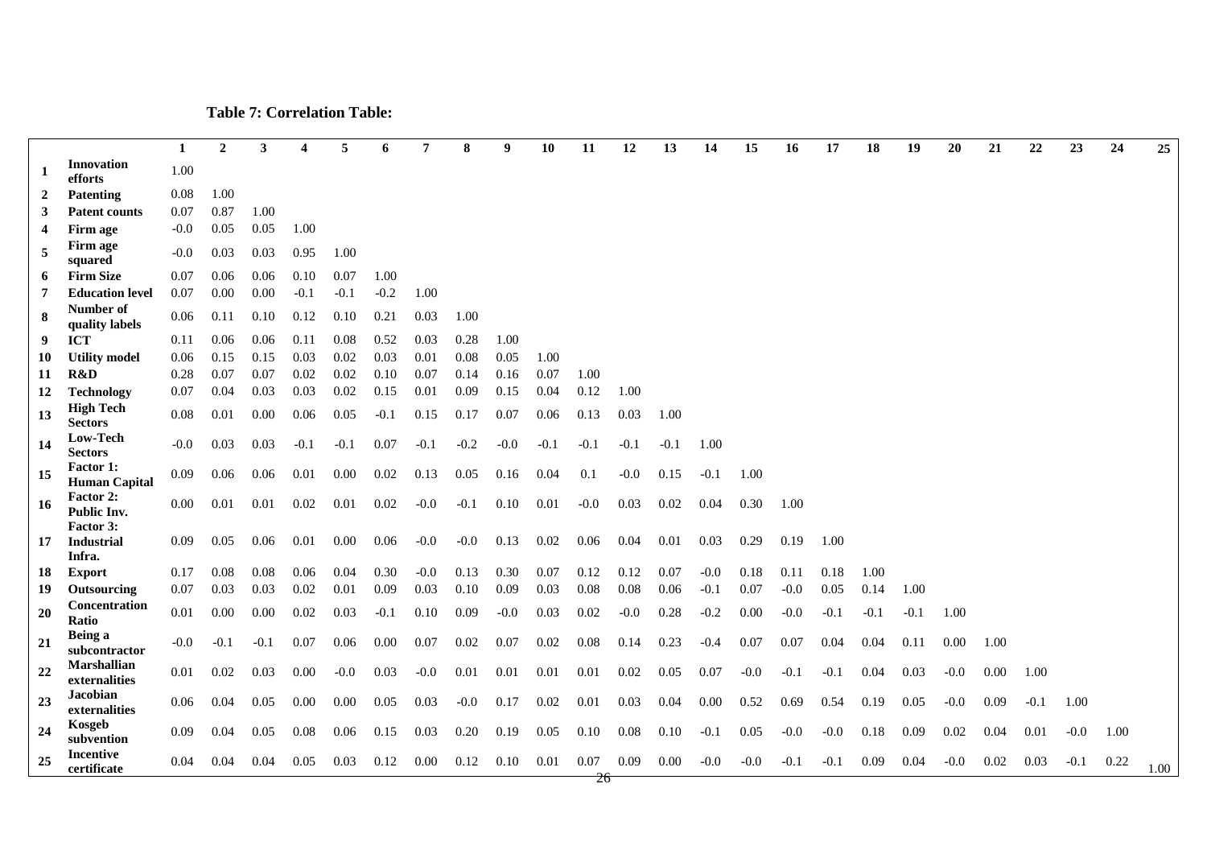**Table 7: Correlation Table:**

| | | 1 | 2 | 3 | 4 | 5 | 6 | 7 | 8 | 9 | 10 | 11 | 12 | 13 | 14 | 15 | 16 | 17 | 18 | 19 | 20 | 21 | 22 | 23 | 24 | 25 |
|---|---|---|---|---|---|---|---|---|---|---|---|---|---|---|---|---|---|---|---|---|---|---|---|---|---|---|
| **1** | **Innovation efforts** | 1.00 | | | | | | | | | | | | | | | | | | | | | | | | |
| **2** | **Patenting** | 0.08 | 1.00 | | | | | | | | | | | | | | | | | | | | | | | |
| **3** | **Patent counts** | 0.07 | 0.87 | 1.00 | | | | | | | | | | | | | | | | | | | | | | |
| **4** | **Firm age** | -0.0 | 0.05 | 0.05 | 1.00 | | | | | | | | | | | | | | | | | | | | | |
| **5** | **Firm age squared** | -0.0 | 0.03 | 0.03 | 0.95 | 1.00 | | | | | | | | | | | | | | | | | | | | |
| **6** | **Firm Size** | 0.07 | 0.06 | 0.06 | 0.10 | 0.07 | 1.00 | | | | | | | | | | | | | | | | | | | |
| **7** | **Education level** | 0.07 | 0.00 | 0.00 | -0.1 | -0.1 | -0.2 | 1.00 | | | | | | | | | | | | | | | | | | |
| **8** | **Number of quality labels** | 0.06 | 0.11 | 0.10 | 0.12 | 0.10 | 0.21 | 0.03 | 1.00 | | | | | | | | | | | | | | | | | |
| **9** | **ICT** | 0.11 | 0.06 | 0.06 | 0.11 | 0.08 | 0.52 | 0.03 | 0.28 | 1.00 | | | | | | | | | | | | | | | | |
| **10** | **Utility model** | 0.06 | 0.15 | 0.15 | 0.03 | 0.02 | 0.03 | 0.01 | 0.08 | 0.05 | 1.00 | | | | | | | | | | | | | | | |
| **11** | **R&D** | 0.28 | 0.07 | 0.07 | 0.02 | 0.02 | 0.10 | 0.07 | 0.14 | 0.16 | 0.07 | 1.00 | | | | | | | | | | | | | | |
| **12** | **Technology** | 0.07 | 0.04 | 0.03 | 0.03 | 0.02 | 0.15 | 0.01 | 0.09 | 0.15 | 0.04 | 0.12 | 1.00 | | | | | | | | | | | | | |
| **13** | **High Tech Sectors** | 0.08 | 0.01 | 0.00 | 0.06 | 0.05 | -0.1 | 0.15 | 0.17 | 0.07 | 0.06 | 0.13 | 0.03 | 1.00 | | | | | | | | | | | | |
| **14** | **Low-Tech Sectors** | -0.0 | 0.03 | 0.03 | -0.1 | -0.1 | 0.07 | -0.1 | -0.2 | -0.0 | -0.1 | -0.1 | -0.1 | -0.1 | 1.00 | | | | | | | | | | | |
| **15** | **Factor 1: Human Capital** | 0.09 | 0.06 | 0.06 | 0.01 | 0.00 | 0.02 | 0.13 | 0.05 | 0.16 | 0.04 | 0.1 | -0.0 | 0.15 | -0.1 | 1.00 | | | | | | | | | | |
| **16** | **Factor 2: Public Inv.** | 0.00 | 0.01 | 0.01 | 0.02 | 0.01 | 0.02 | -0.0 | -0.1 | 0.10 | 0.01 | -0.0 | 0.03 | 0.02 | 0.04 | 0.30 | 1.00 | | | | | | | | | |
| **17** | **Factor 3: Industrial Infra.** | 0.09 | 0.05 | 0.06 | 0.01 | 0.00 | 0.06 | -0.0 | -0.0 | 0.13 | 0.02 | 0.06 | 0.04 | 0.01 | 0.03 | 0.29 | 0.19 | 1.00 | | | | | | | | |
| **18** | **Export** | 0.17 | 0.08 | 0.08 | 0.06 | 0.04 | 0.30 | -0.0 | 0.13 | 0.30 | 0.07 | 0.12 | 0.12 | 0.07 | -0.0 | 0.18 | 0.11 | 0.18 | 1.00 | | | | | | | |
| **19** | **Outsourcing** | 0.07 | 0.03 | 0.03 | 0.02 | 0.01 | 0.09 | 0.03 | 0.10 | 0.09 | 0.03 | 0.08 | 0.08 | 0.06 | -0.1 | 0.07 | -0.0 | 0.05 | 0.14 | 1.00 | | | | | | |
| **20** | **Concentration Ratio** | 0.01 | 0.00 | 0.00 | 0.02 | 0.03 | -0.1 | 0.10 | 0.09 | -0.0 | 0.03 | 0.02 | -0.0 | 0.28 | -0.2 | 0.00 | -0.0 | -0.1 | -0.1 | -0.1 | 1.00 | | | | | |
| **21** | **Being a subcontractor** | -0.0 | -0.1 | -0.1 | 0.07 | 0.06 | 0.00 | 0.07 | 0.02 | 0.07 | 0.02 | 0.08 | 0.14 | 0.23 | -0.4 | 0.07 | 0.07 | 0.04 | 0.04 | 0.11 | 0.00 | 1.00 | | | | |
| **22** | **Marshallian externalities** | 0.01 | 0.02 | 0.03 | 0.00 | -0.0 | 0.03 | -0.0 | 0.01 | 0.01 | 0.01 | 0.01 | 0.02 | 0.05 | 0.07 | -0.0 | -0.1 | -0.1 | 0.04 | 0.03 | -0.0 | 0.00 | 1.00 | | | |
| **23** | **Jacobian externalities** | 0.06 | 0.04 | 0.05 | 0.00 | 0.00 | 0.05 | 0.03 | -0.0 | 0.17 | 0.02 | 0.01 | 0.03 | 0.04 | 0.00 | 0.52 | 0.69 | 0.54 | 0.19 | 0.05 | -0.0 | 0.09 | -0.1 | 1.00 | | |
| **24** | **Kosgeb subvention** | 0.09 | 0.04 | 0.05 | 0.08 | 0.06 | 0.15 | 0.03 | 0.20 | 0.19 | 0.05 | 0.10 | 0.08 | 0.10 | -0.1 | 0.05 | -0.0 | -0.0 | 0.18 | 0.09 | 0.02 | 0.04 | 0.01 | -0.0 | 1.00 | |
| **25** | **Incentive certificate** | 0.04 | 0.04 | 0.04 | 0.05 | 0.03 | 0.12 | 0.00 | 0.12 | 0.10 | 0.01 | 0.07 | 0.09 | 0.00 | -0.0 | -0.0 | -0.1 | -0.1 | 0.09 | 0.04 | -0.0 | 0.02 | 0.03 | -0.1 | 0.22 | 1.00 |